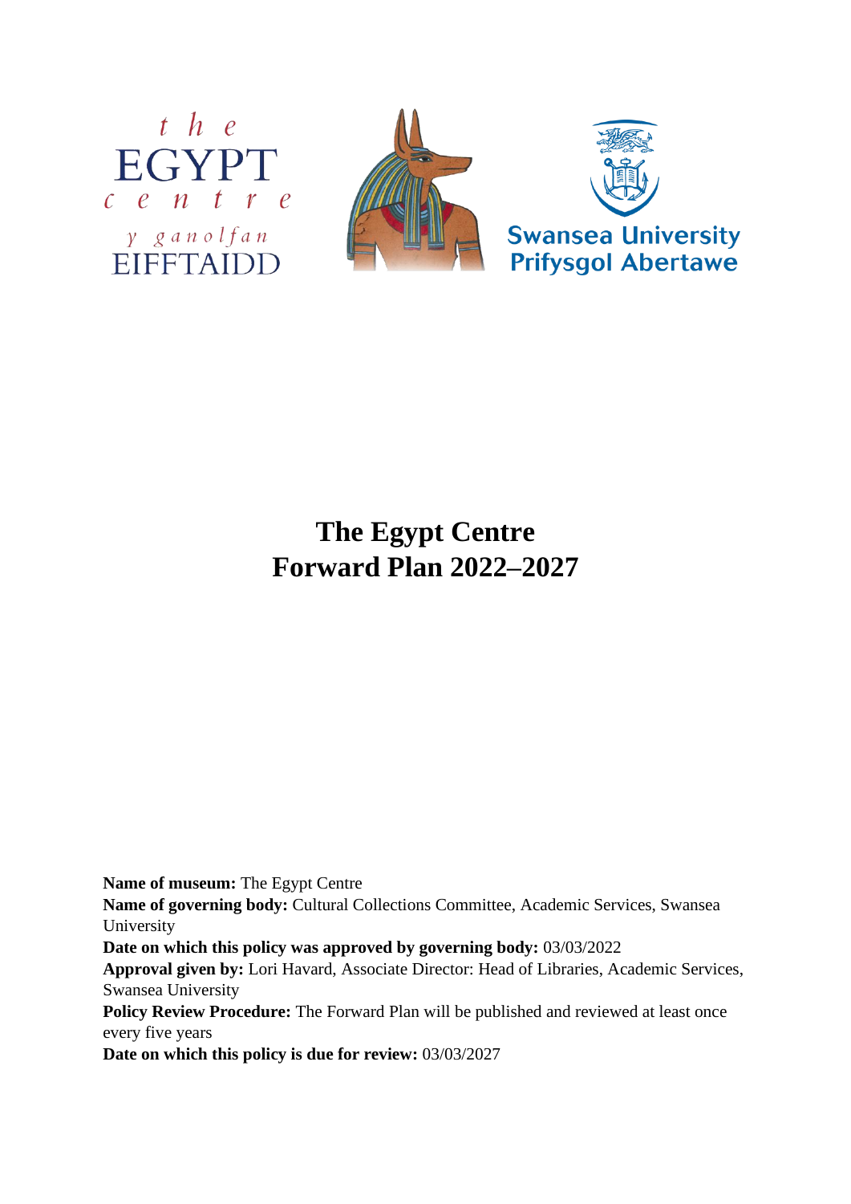# The Egypt Centre
# Forward Plan 2022–2027

**Name of museum:** The Egypt Centre
**Name of governing body:** Cultural Collections Committee, Academic Services, Swansea University
**Date on which this policy was approved by governing body:** 03/03/2022
**Approval given by:** Lori Havard, Associate Director: Head of Libraries, Academic Services, Swansea University
**Policy Review Procedure:** The Forward Plan will be published and reviewed at least once every five years
**Date on which this policy is due for review:** 03/03/2027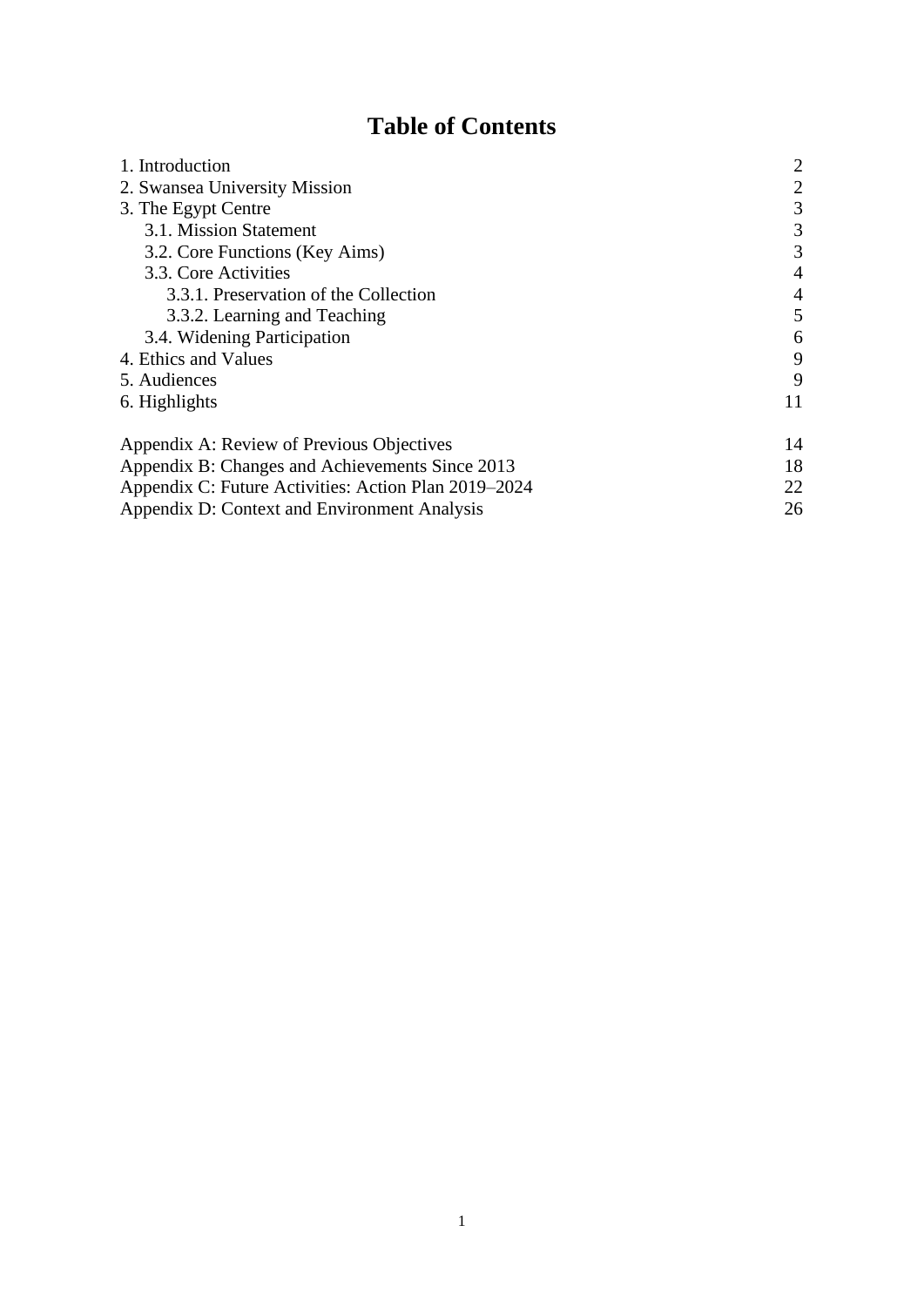# Table of Contents

| | |
|---|---|
| 1. Introduction | 2 |
| 2. Swansea University Mission | 2 |
| 3. The Egypt Centre | 3 |
| 3.1. Mission Statement | 3 |
| 3.2. Core Functions (Key Aims) | 3 |
| 3.3. Core Activities | 4 |
| 3.3.1. Preservation of the Collection | 4 |
| 3.3.2. Learning and Teaching | 5 |
| 3.4. Widening Participation | 6 |
| 4. Ethics and Values | 9 |
| 5. Audiences | 9 |
| 6. Highlights | 11 |
| | |
| Appendix A: Review of Previous Objectives | 14 |
| Appendix B: Changes and Achievements Since 2013 | 18 |
| Appendix C: Future Activities: Action Plan 2019–2024 | 22 |
| Appendix D: Context and Environment Analysis | 26 |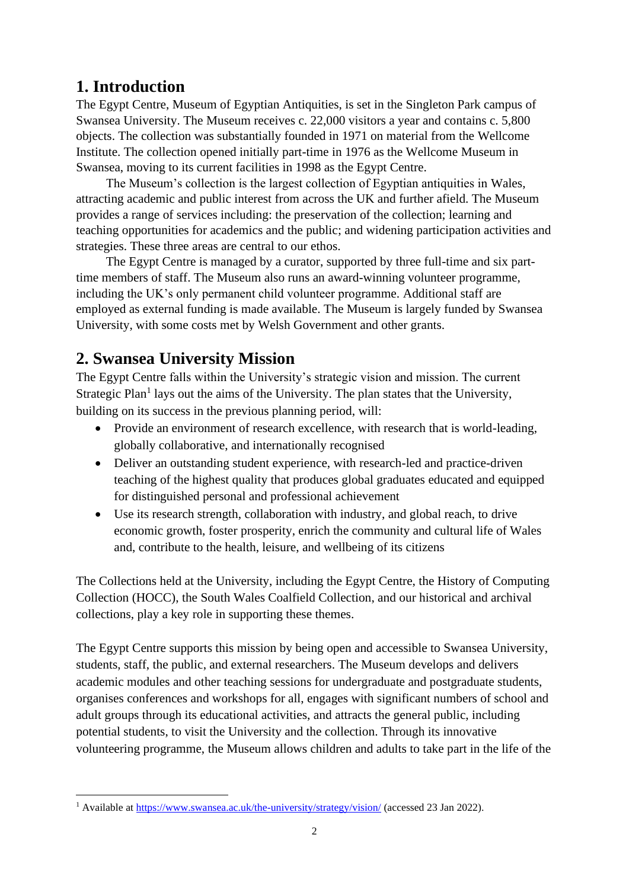## 1. Introduction

The Egypt Centre, Museum of Egyptian Antiquities, is set in the Singleton Park campus of Swansea University. The Museum receives c. 22,000 visitors a year and contains c. 5,800 objects. The collection was substantially founded in 1971 on material from the Wellcome Institute. The collection opened initially part-time in 1976 as the Wellcome Museum in Swansea, moving to its current facilities in 1998 as the Egypt Centre.

The Museum's collection is the largest collection of Egyptian antiquities in Wales, attracting academic and public interest from across the UK and further afield. The Museum provides a range of services including: the preservation of the collection; learning and teaching opportunities for academics and the public; and widening participation activities and strategies. These three areas are central to our ethos.

The Egypt Centre is managed by a curator, supported by three full-time and six part-time members of staff. The Museum also runs an award-winning volunteer programme, including the UK's only permanent child volunteer programme. Additional staff are employed as external funding is made available. The Museum is largely funded by Swansea University, with some costs met by Welsh Government and other grants.

## 2. Swansea University Mission

The Egypt Centre falls within the University's strategic vision and mission. The current Strategic Plan[1] lays out the aims of the University. The plan states that the University, building on its success in the previous planning period, will:

- Provide an environment of research excellence, with research that is world-leading, globally collaborative, and internationally recognised
- Deliver an outstanding student experience, with research-led and practice-driven teaching of the highest quality that produces global graduates educated and equipped for distinguished personal and professional achievement
- Use its research strength, collaboration with industry, and global reach, to drive economic growth, foster prosperity, enrich the community and cultural life of Wales and, contribute to the health, leisure, and wellbeing of its citizens

The Collections held at the University, including the Egypt Centre, the History of Computing Collection (HOCC), the South Wales Coalfield Collection, and our historical and archival collections, play a key role in supporting these themes.

The Egypt Centre supports this mission by being open and accessible to Swansea University, students, staff, the public, and external researchers. The Museum develops and delivers academic modules and other teaching sessions for undergraduate and postgraduate students, organises conferences and workshops for all, engages with significant numbers of school and adult groups through its educational activities, and attracts the general public, including potential students, to visit the University and the collection. Through its innovative volunteering programme, the Museum allows children and adults to take part in the life of the

[1] Available at https://www.swansea.ac.uk/the-university/strategy/vision/ (accessed 23 Jan 2022).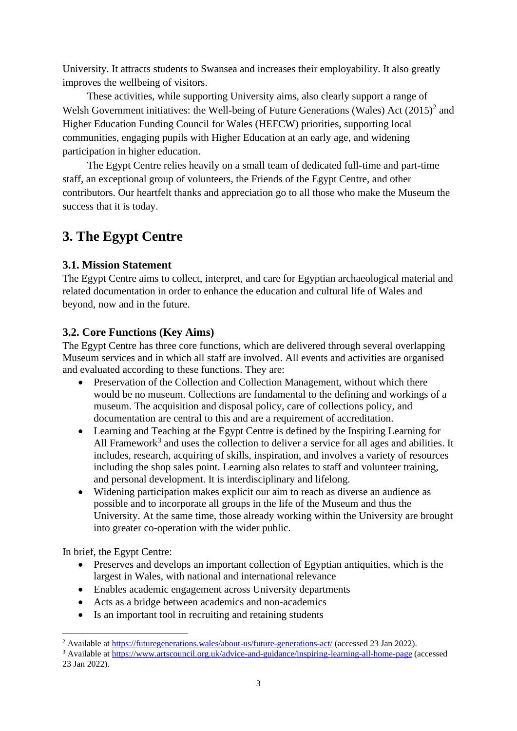University. It attracts students to Swansea and increases their employability. It also greatly improves the wellbeing of visitors.

These activities, while supporting University aims, also clearly support a range of Welsh Government initiatives: the Well-being of Future Generations (Wales) Act (2015)[2] and Higher Education Funding Council for Wales (HEFCW) priorities, supporting local communities, engaging pupils with Higher Education at an early age, and widening participation in higher education.

The Egypt Centre relies heavily on a small team of dedicated full-time and part-time staff, an exceptional group of volunteers, the Friends of the Egypt Centre, and other contributors. Our heartfelt thanks and appreciation go to all those who make the Museum the success that it is today.

# 3. The Egypt Centre

## 3.1. Mission Statement

The Egypt Centre aims to collect, interpret, and care for Egyptian archaeological material and related documentation in order to enhance the education and cultural life of Wales and beyond, now and in the future.

## 3.2. Core Functions (Key Aims)

The Egypt Centre has three core functions, which are delivered through several overlapping Museum services and in which all staff are involved. All events and activities are organised and evaluated according to these functions. They are:

- Preservation of the Collection and Collection Management, without which there would be no museum. Collections are fundamental to the defining and workings of a museum. The acquisition and disposal policy, care of collections policy, and documentation are central to this and are a requirement of accreditation.
- Learning and Teaching at the Egypt Centre is defined by the Inspiring Learning for All Framework[3] and uses the collection to deliver a service for all ages and abilities. It includes, research, acquiring of skills, inspiration, and involves a variety of resources including the shop sales point. Learning also relates to staff and volunteer training, and personal development. It is interdisciplinary and lifelong.
- Widening participation makes explicit our aim to reach as diverse an audience as possible and to incorporate all groups in the life of the Museum and thus the University. At the same time, those already working within the University are brought into greater co-operation with the wider public.

In brief, the Egypt Centre:

- Preserves and develops an important collection of Egyptian antiquities, which is the largest in Wales, with national and international relevance
- Enables academic engagement across University departments
- Acts as a bridge between academics and non-academics
- Is an important tool in recruiting and retaining students

---

[2] Available at https://futuregenerations.wales/about-us/future-generations-act/ (accessed 23 Jan 2022).

[3] Available at https://www.artscouncil.org.uk/advice-and-guidance/inspiring-learning-all-home-page (accessed 23 Jan 2022).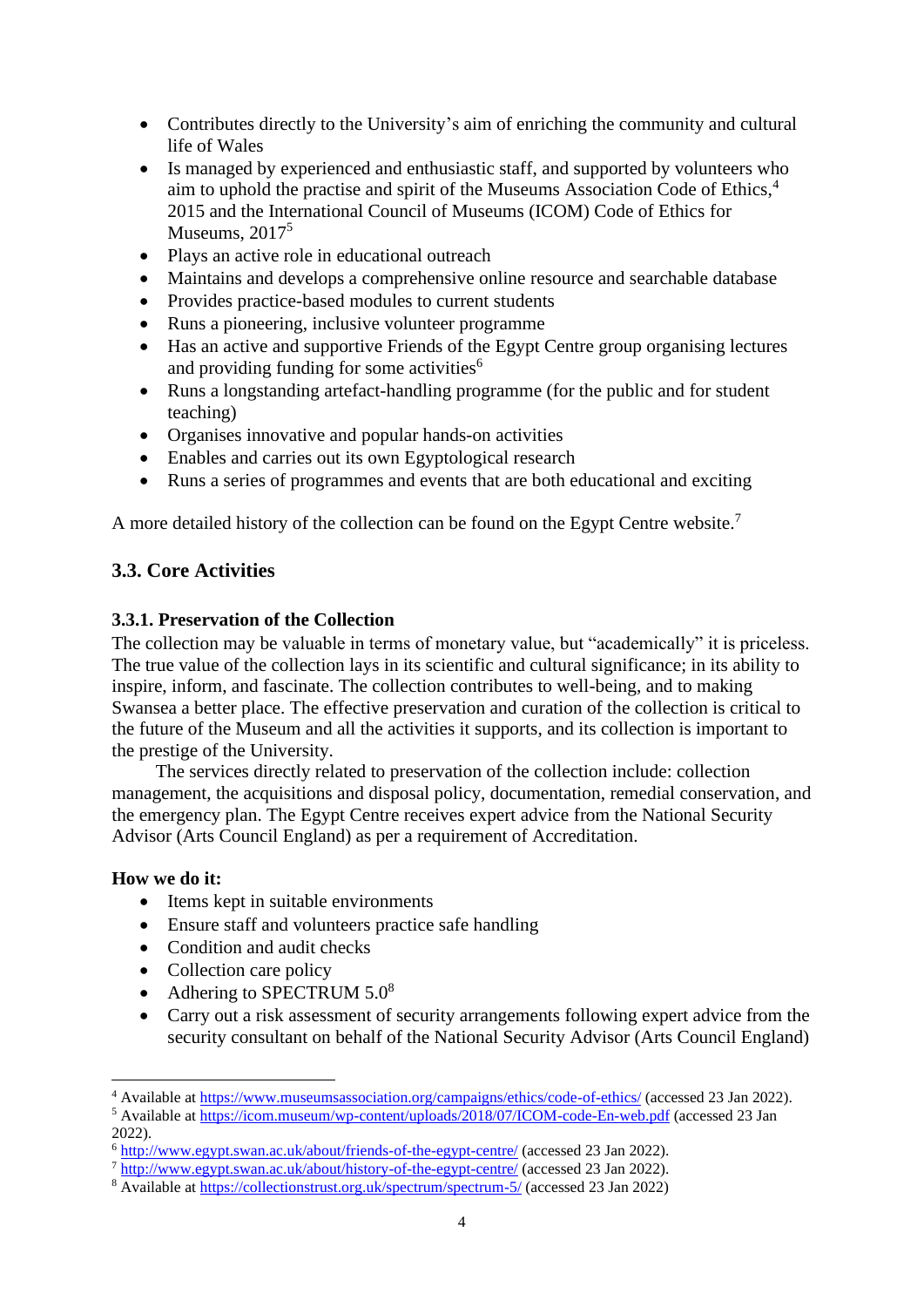- Contributes directly to the University's aim of enriching the community and cultural life of Wales
- Is managed by experienced and enthusiastic staff, and supported by volunteers who aim to uphold the practise and spirit of the Museums Association Code of Ethics,[4] 2015 and the International Council of Museums (ICOM) Code of Ethics for Museums, 2017[5]
- Plays an active role in educational outreach
- Maintains and develops a comprehensive online resource and searchable database
- Provides practice-based modules to current students
- Runs a pioneering, inclusive volunteer programme
- Has an active and supportive Friends of the Egypt Centre group organising lectures and providing funding for some activities[6]
- Runs a longstanding artefact-handling programme (for the public and for student teaching)
- Organises innovative and popular hands-on activities
- Enables and carries out its own Egyptological research
- Runs a series of programmes and events that are both educational and exciting

A more detailed history of the collection can be found on the Egypt Centre website.[7]

## 3.3. Core Activities

### 3.3.1. Preservation of the Collection

The collection may be valuable in terms of monetary value, but "academically" it is priceless. The true value of the collection lays in its scientific and cultural significance; in its ability to inspire, inform, and fascinate. The collection contributes to well-being, and to making Swansea a better place. The effective preservation and curation of the collection is critical to the future of the Museum and all the activities it supports, and its collection is important to the prestige of the University.

The services directly related to preservation of the collection include: collection management, the acquisitions and disposal policy, documentation, remedial conservation, and the emergency plan. The Egypt Centre receives expert advice from the National Security Advisor (Arts Council England) as per a requirement of Accreditation.

**How we do it:**

- Items kept in suitable environments
- Ensure staff and volunteers practice safe handling
- Condition and audit checks
- Collection care policy
- Adhering to SPECTRUM 5.0[8]
- Carry out a risk assessment of security arrangements following expert advice from the security consultant on behalf of the National Security Advisor (Arts Council England)

---

[4] Available at https://www.museumsassociation.org/campaigns/ethics/code-of-ethics/ (accessed 23 Jan 2022).

[5] Available at https://icom.museum/wp-content/uploads/2018/07/ICOM-code-En-web.pdf (accessed 23 Jan 2022).

[6] http://www.egypt.swan.ac.uk/about/friends-of-the-egypt-centre/ (accessed 23 Jan 2022).

[7] http://www.egypt.swan.ac.uk/about/history-of-the-egypt-centre/ (accessed 23 Jan 2022).

[8] Available at https://collectionstrust.org.uk/spectrum/spectrum-5/ (accessed 23 Jan 2022)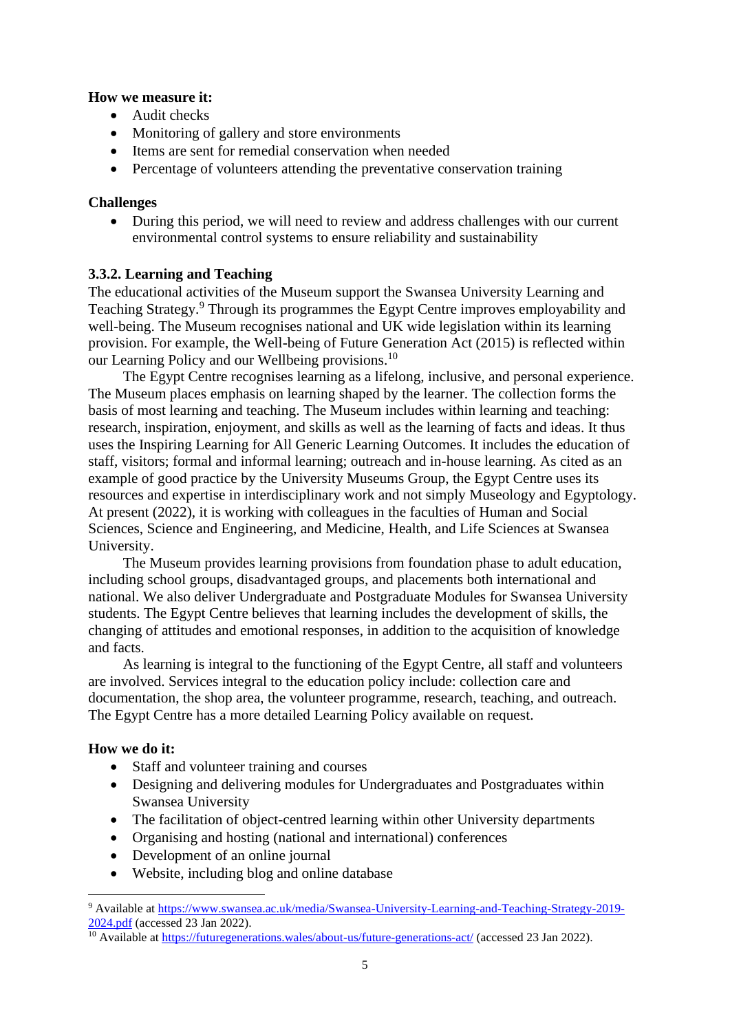**How we measure it:**

- Audit checks
- Monitoring of gallery and store environments
- Items are sent for remedial conservation when needed
- Percentage of volunteers attending the preventative conservation training

**Challenges**

- During this period, we will need to review and address challenges with our current environmental control systems to ensure reliability and sustainability

### 3.3.2. Learning and Teaching

The educational activities of the Museum support the Swansea University Learning and Teaching Strategy.[9] Through its programmes the Egypt Centre improves employability and well-being. The Museum recognises national and UK wide legislation within its learning provision. For example, the Well-being of Future Generation Act (2015) is reflected within our Learning Policy and our Wellbeing provisions.[10]

The Egypt Centre recognises learning as a lifelong, inclusive, and personal experience. The Museum places emphasis on learning shaped by the learner. The collection forms the basis of most learning and teaching. The Museum includes within learning and teaching: research, inspiration, enjoyment, and skills as well as the learning of facts and ideas. It thus uses the Inspiring Learning for All Generic Learning Outcomes. It includes the education of staff, visitors; formal and informal learning; outreach and in-house learning. As cited as an example of good practice by the University Museums Group, the Egypt Centre uses its resources and expertise in interdisciplinary work and not simply Museology and Egyptology. At present (2022), it is working with colleagues in the faculties of Human and Social Sciences, Science and Engineering, and Medicine, Health, and Life Sciences at Swansea University.

The Museum provides learning provisions from foundation phase to adult education, including school groups, disadvantaged groups, and placements both international and national. We also deliver Undergraduate and Postgraduate Modules for Swansea University students. The Egypt Centre believes that learning includes the development of skills, the changing of attitudes and emotional responses, in addition to the acquisition of knowledge and facts.

As learning is integral to the functioning of the Egypt Centre, all staff and volunteers are involved. Services integral to the education policy include: collection care and documentation, the shop area, the volunteer programme, research, teaching, and outreach. The Egypt Centre has a more detailed Learning Policy available on request.

**How we do it:**

- Staff and volunteer training and courses
- Designing and delivering modules for Undergraduates and Postgraduates within Swansea University
- The facilitation of object-centred learning within other University departments
- Organising and hosting (national and international) conferences
- Development of an online journal
- Website, including blog and online database

---

[9] Available at https://www.swansea.ac.uk/media/Swansea-University-Learning-and-Teaching-Strategy-2019-2024.pdf (accessed 23 Jan 2022).

[10] Available at https://futuregenerations.wales/about-us/future-generations-act/ (accessed 23 Jan 2022).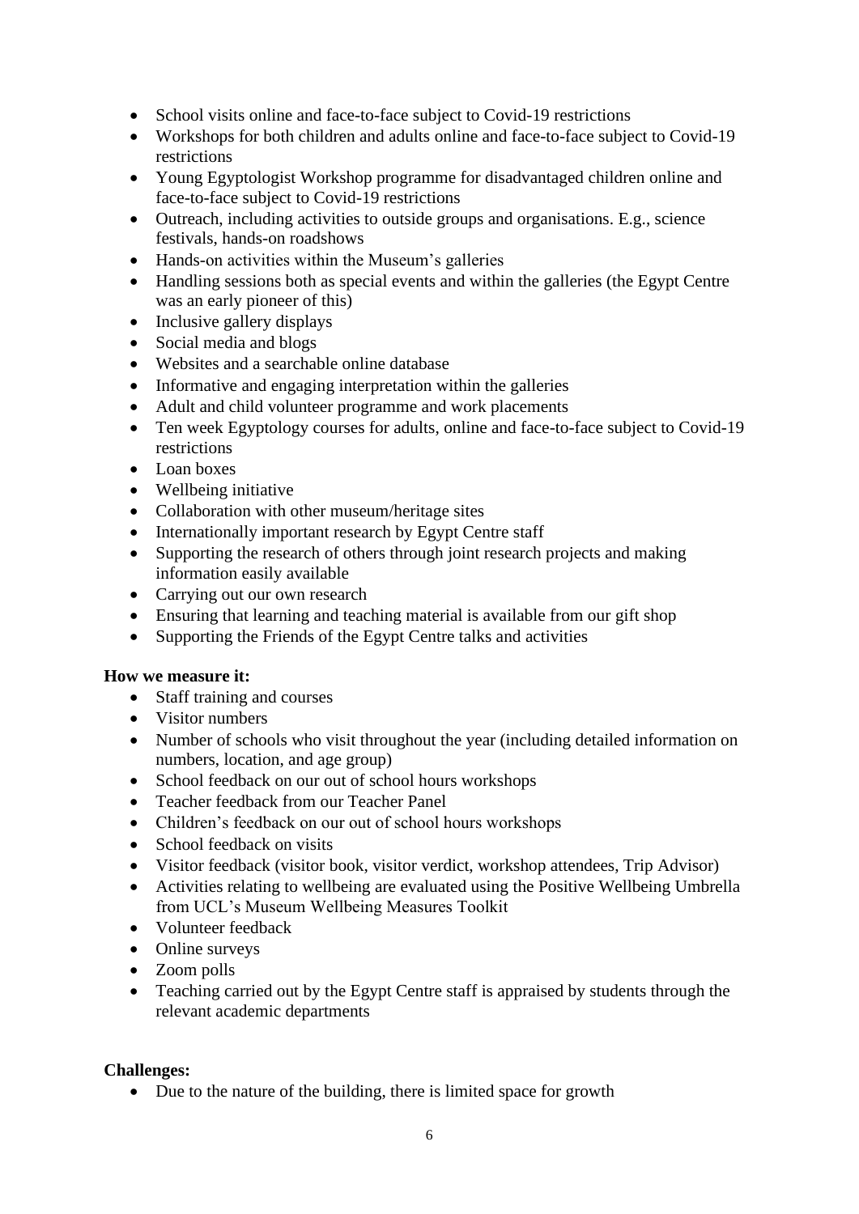- School visits online and face-to-face subject to Covid-19 restrictions
- Workshops for both children and adults online and face-to-face subject to Covid-19 restrictions
- Young Egyptologist Workshop programme for disadvantaged children online and face-to-face subject to Covid-19 restrictions
- Outreach, including activities to outside groups and organisations. E.g., science festivals, hands-on roadshows
- Hands-on activities within the Museum's galleries
- Handling sessions both as special events and within the galleries (the Egypt Centre was an early pioneer of this)
- Inclusive gallery displays
- Social media and blogs
- Websites and a searchable online database
- Informative and engaging interpretation within the galleries
- Adult and child volunteer programme and work placements
- Ten week Egyptology courses for adults, online and face-to-face subject to Covid-19 restrictions
- Loan boxes
- Wellbeing initiative
- Collaboration with other museum/heritage sites
- Internationally important research by Egypt Centre staff
- Supporting the research of others through joint research projects and making information easily available
- Carrying out our own research
- Ensuring that learning and teaching material is available from our gift shop
- Supporting the Friends of the Egypt Centre talks and activities

**How we measure it:**

- Staff training and courses
- Visitor numbers
- Number of schools who visit throughout the year (including detailed information on numbers, location, and age group)
- School feedback on our out of school hours workshops
- Teacher feedback from our Teacher Panel
- Children's feedback on our out of school hours workshops
- School feedback on visits
- Visitor feedback (visitor book, visitor verdict, workshop attendees, Trip Advisor)
- Activities relating to wellbeing are evaluated using the Positive Wellbeing Umbrella from UCL's Museum Wellbeing Measures Toolkit
- Volunteer feedback
- Online surveys
- Zoom polls
- Teaching carried out by the Egypt Centre staff is appraised by students through the relevant academic departments

**Challenges:**

- Due to the nature of the building, there is limited space for growth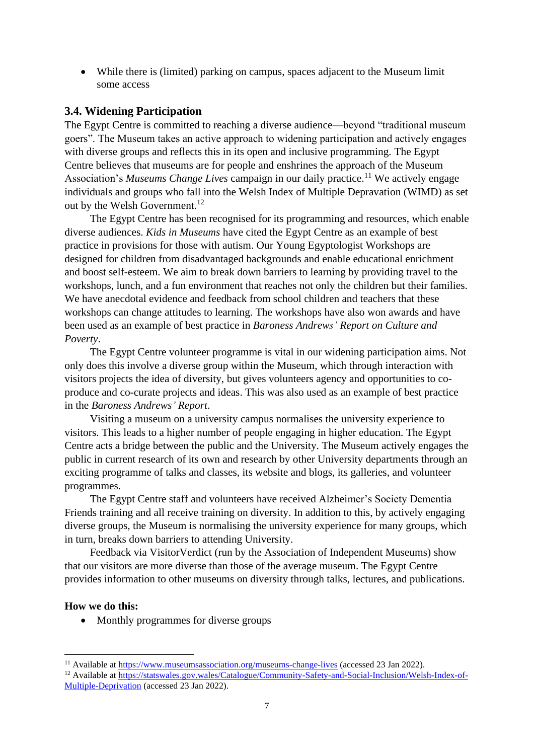- While there is (limited) parking on campus, spaces adjacent to the Museum limit some access

### 3.4. Widening Participation

The Egypt Centre is committed to reaching a diverse audience—beyond "traditional museum goers". The Museum takes an active approach to widening participation and actively engages with diverse groups and reflects this in its open and inclusive programming. The Egypt Centre believes that museums are for people and enshrines the approach of the Museum Association's *Museums Change Lives* campaign in our daily practice.[11] We actively engage individuals and groups who fall into the Welsh Index of Multiple Depravation (WIMD) as set out by the Welsh Government.[12]

The Egypt Centre has been recognised for its programming and resources, which enable diverse audiences. *Kids in Museums* have cited the Egypt Centre as an example of best practice in provisions for those with autism. Our Young Egyptologist Workshops are designed for children from disadvantaged backgrounds and enable educational enrichment and boost self-esteem. We aim to break down barriers to learning by providing travel to the workshops, lunch, and a fun environment that reaches not only the children but their families. We have anecdotal evidence and feedback from school children and teachers that these workshops can change attitudes to learning. The workshops have also won awards and have been used as an example of best practice in *Baroness Andrews' Report on Culture and Poverty*.

The Egypt Centre volunteer programme is vital in our widening participation aims. Not only does this involve a diverse group within the Museum, which through interaction with visitors projects the idea of diversity, but gives volunteers agency and opportunities to co-produce and co-curate projects and ideas. This was also used as an example of best practice in the *Baroness Andrews' Report*.

Visiting a museum on a university campus normalises the university experience to visitors. This leads to a higher number of people engaging in higher education. The Egypt Centre acts a bridge between the public and the University. The Museum actively engages the public in current research of its own and research by other University departments through an exciting programme of talks and classes, its website and blogs, its galleries, and volunteer programmes.

The Egypt Centre staff and volunteers have received Alzheimer's Society Dementia Friends training and all receive training on diversity. In addition to this, by actively engaging diverse groups, the Museum is normalising the university experience for many groups, which in turn, breaks down barriers to attending University.

Feedback via VisitorVerdict (run by the Association of Independent Museums) show that our visitors are more diverse than those of the average museum. The Egypt Centre provides information to other museums on diversity through talks, lectures, and publications.

**How we do this:**

- Monthly programmes for diverse groups

---

[11] Available at https://www.museumsassociation.org/museums-change-lives (accessed 23 Jan 2022).

[12] Available at https://statswales.gov.wales/Catalogue/Community-Safety-and-Social-Inclusion/Welsh-Index-of-Multiple-Deprivation (accessed 23 Jan 2022).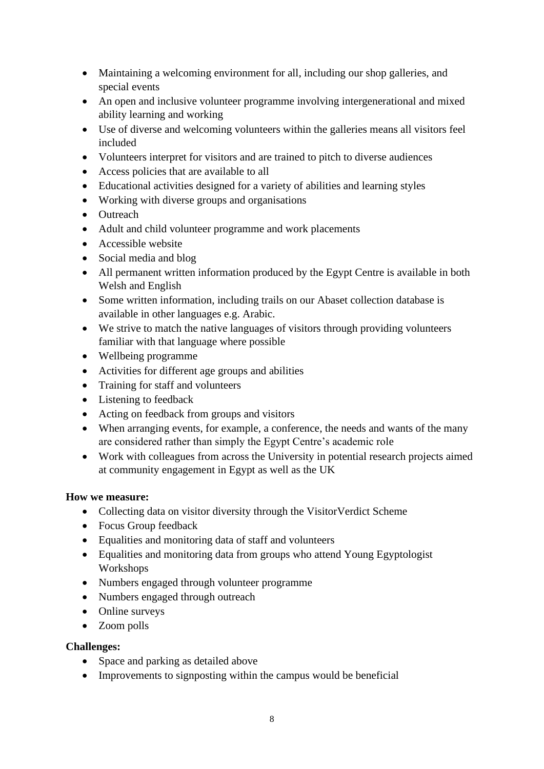- Maintaining a welcoming environment for all, including our shop galleries, and special events
- An open and inclusive volunteer programme involving intergenerational and mixed ability learning and working
- Use of diverse and welcoming volunteers within the galleries means all visitors feel included
- Volunteers interpret for visitors and are trained to pitch to diverse audiences
- Access policies that are available to all
- Educational activities designed for a variety of abilities and learning styles
- Working with diverse groups and organisations
- Outreach
- Adult and child volunteer programme and work placements
- Accessible website
- Social media and blog
- All permanent written information produced by the Egypt Centre is available in both Welsh and English
- Some written information, including trails on our Abaset collection database is available in other languages e.g. Arabic.
- We strive to match the native languages of visitors through providing volunteers familiar with that language where possible
- Wellbeing programme
- Activities for different age groups and abilities
- Training for staff and volunteers
- Listening to feedback
- Acting on feedback from groups and visitors
- When arranging events, for example, a conference, the needs and wants of the many are considered rather than simply the Egypt Centre's academic role
- Work with colleagues from across the University in potential research projects aimed at community engagement in Egypt as well as the UK

**How we measure:**

- Collecting data on visitor diversity through the VisitorVerdict Scheme
- Focus Group feedback
- Equalities and monitoring data of staff and volunteers
- Equalities and monitoring data from groups who attend Young Egyptologist Workshops
- Numbers engaged through volunteer programme
- Numbers engaged through outreach
- Online surveys
- Zoom polls

**Challenges:**

- Space and parking as detailed above
- Improvements to signposting within the campus would be beneficial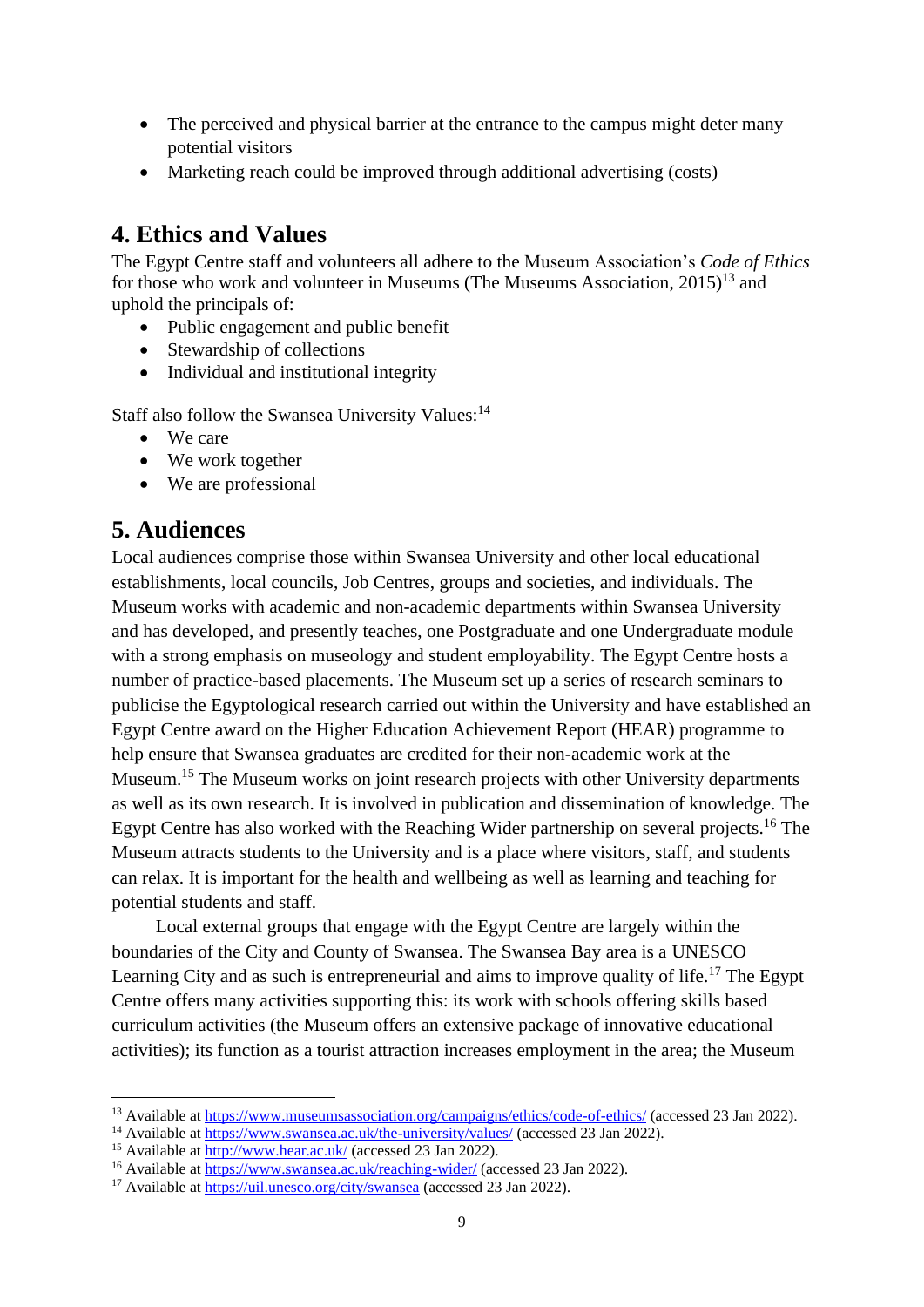- The perceived and physical barrier at the entrance to the campus might deter many potential visitors
- Marketing reach could be improved through additional advertising (costs)

## 4. Ethics and Values

The Egypt Centre staff and volunteers all adhere to the Museum Association's *Code of Ethics* for those who work and volunteer in Museums (The Museums Association, 2015)[13] and uphold the principals of:

- Public engagement and public benefit
- Stewardship of collections
- Individual and institutional integrity

Staff also follow the Swansea University Values:[14]

- We care
- We work together
- We are professional

## 5. Audiences

Local audiences comprise those within Swansea University and other local educational establishments, local councils, Job Centres, groups and societies, and individuals. The Museum works with academic and non-academic departments within Swansea University and has developed, and presently teaches, one Postgraduate and one Undergraduate module with a strong emphasis on museology and student employability. The Egypt Centre hosts a number of practice-based placements. The Museum set up a series of research seminars to publicise the Egyptological research carried out within the University and have established an Egypt Centre award on the Higher Education Achievement Report (HEAR) programme to help ensure that Swansea graduates are credited for their non-academic work at the Museum.[15] The Museum works on joint research projects with other University departments as well as its own research. It is involved in publication and dissemination of knowledge. The Egypt Centre has also worked with the Reaching Wider partnership on several projects.[16] The Museum attracts students to the University and is a place where visitors, staff, and students can relax. It is important for the health and wellbeing as well as learning and teaching for potential students and staff.

Local external groups that engage with the Egypt Centre are largely within the boundaries of the City and County of Swansea. The Swansea Bay area is a UNESCO Learning City and as such is entrepreneurial and aims to improve quality of life.[17] The Egypt Centre offers many activities supporting this: its work with schools offering skills based curriculum activities (the Museum offers an extensive package of innovative educational activities); its function as a tourist attraction increases employment in the area; the Museum

---

[13] Available at https://www.museumsassociation.org/campaigns/ethics/code-of-ethics/ (accessed 23 Jan 2022).
[14] Available at https://www.swansea.ac.uk/the-university/values/ (accessed 23 Jan 2022).
[15] Available at http://www.hear.ac.uk/ (accessed 23 Jan 2022).
[16] Available at https://www.swansea.ac.uk/reaching-wider/ (accessed 23 Jan 2022).
[17] Available at https://uil.unesco.org/city/swansea (accessed 23 Jan 2022).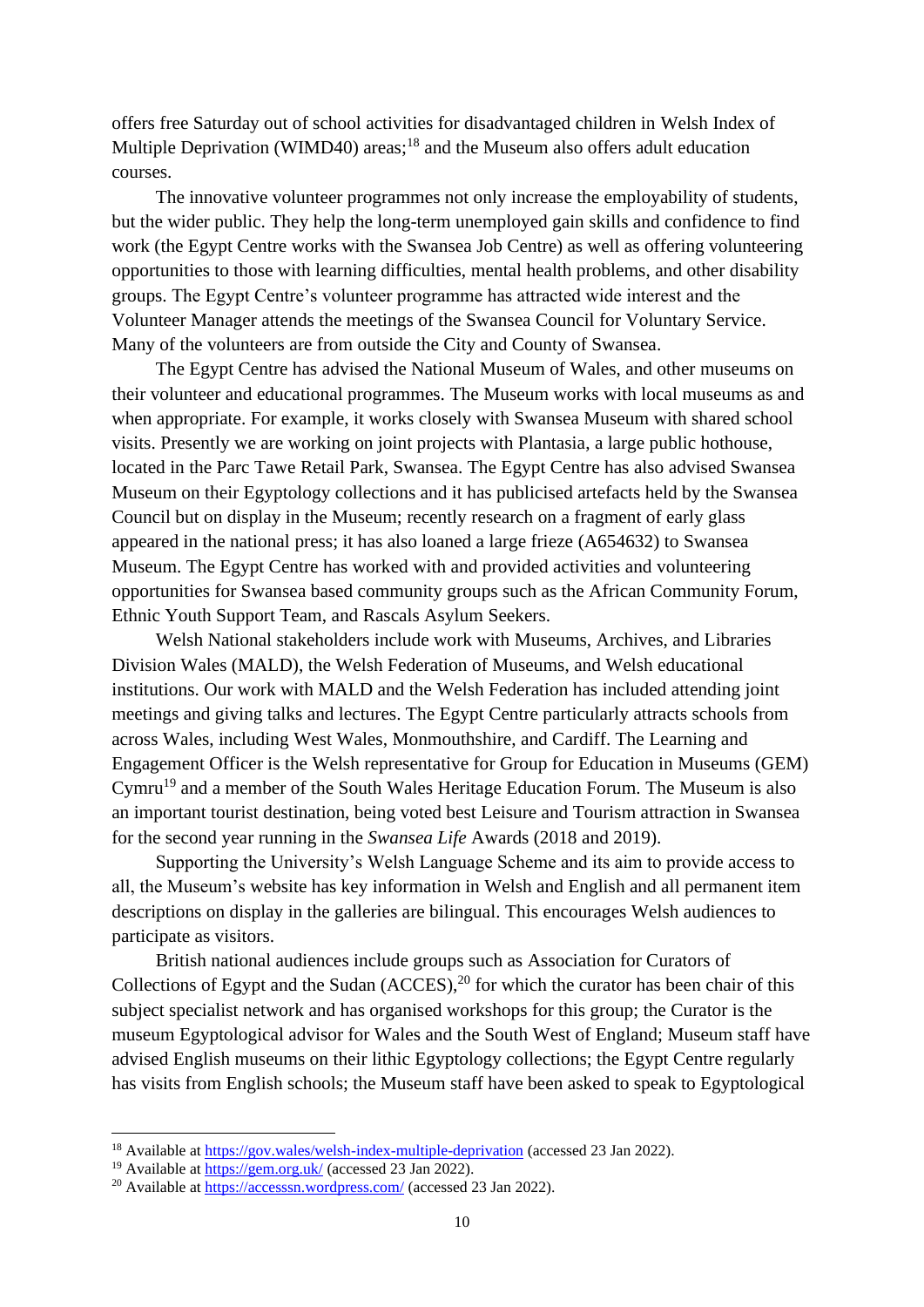offers free Saturday out of school activities for disadvantaged children in Welsh Index of Multiple Deprivation (WIMD40) areas;[18] and the Museum also offers adult education courses.

The innovative volunteer programmes not only increase the employability of students, but the wider public. They help the long-term unemployed gain skills and confidence to find work (the Egypt Centre works with the Swansea Job Centre) as well as offering volunteering opportunities to those with learning difficulties, mental health problems, and other disability groups. The Egypt Centre's volunteer programme has attracted wide interest and the Volunteer Manager attends the meetings of the Swansea Council for Voluntary Service. Many of the volunteers are from outside the City and County of Swansea.

The Egypt Centre has advised the National Museum of Wales, and other museums on their volunteer and educational programmes. The Museum works with local museums as and when appropriate. For example, it works closely with Swansea Museum with shared school visits. Presently we are working on joint projects with Plantasia, a large public hothouse, located in the Parc Tawe Retail Park, Swansea. The Egypt Centre has also advised Swansea Museum on their Egyptology collections and it has publicised artefacts held by the Swansea Council but on display in the Museum; recently research on a fragment of early glass appeared in the national press; it has also loaned a large frieze (A654632) to Swansea Museum. The Egypt Centre has worked with and provided activities and volunteering opportunities for Swansea based community groups such as the African Community Forum, Ethnic Youth Support Team, and Rascals Asylum Seekers.

Welsh National stakeholders include work with Museums, Archives, and Libraries Division Wales (MALD), the Welsh Federation of Museums, and Welsh educational institutions. Our work with MALD and the Welsh Federation has included attending joint meetings and giving talks and lectures. The Egypt Centre particularly attracts schools from across Wales, including West Wales, Monmouthshire, and Cardiff. The Learning and Engagement Officer is the Welsh representative for Group for Education in Museums (GEM) Cymru[19] and a member of the South Wales Heritage Education Forum. The Museum is also an important tourist destination, being voted best Leisure and Tourism attraction in Swansea for the second year running in the *Swansea Life* Awards (2018 and 2019).

Supporting the University's Welsh Language Scheme and its aim to provide access to all, the Museum's website has key information in Welsh and English and all permanent item descriptions on display in the galleries are bilingual. This encourages Welsh audiences to participate as visitors.

British national audiences include groups such as Association for Curators of Collections of Egypt and the Sudan (ACCES),[20] for which the curator has been chair of this subject specialist network and has organised workshops for this group; the Curator is the museum Egyptological advisor for Wales and the South West of England; Museum staff have advised English museums on their lithic Egyptology collections; the Egypt Centre regularly has visits from English schools; the Museum staff have been asked to speak to Egyptological

---

[18] Available at https://gov.wales/welsh-index-multiple-deprivation (accessed 23 Jan 2022).

[19] Available at https://gem.org.uk/ (accessed 23 Jan 2022).

[20] Available at https://accesssn.wordpress.com/ (accessed 23 Jan 2022).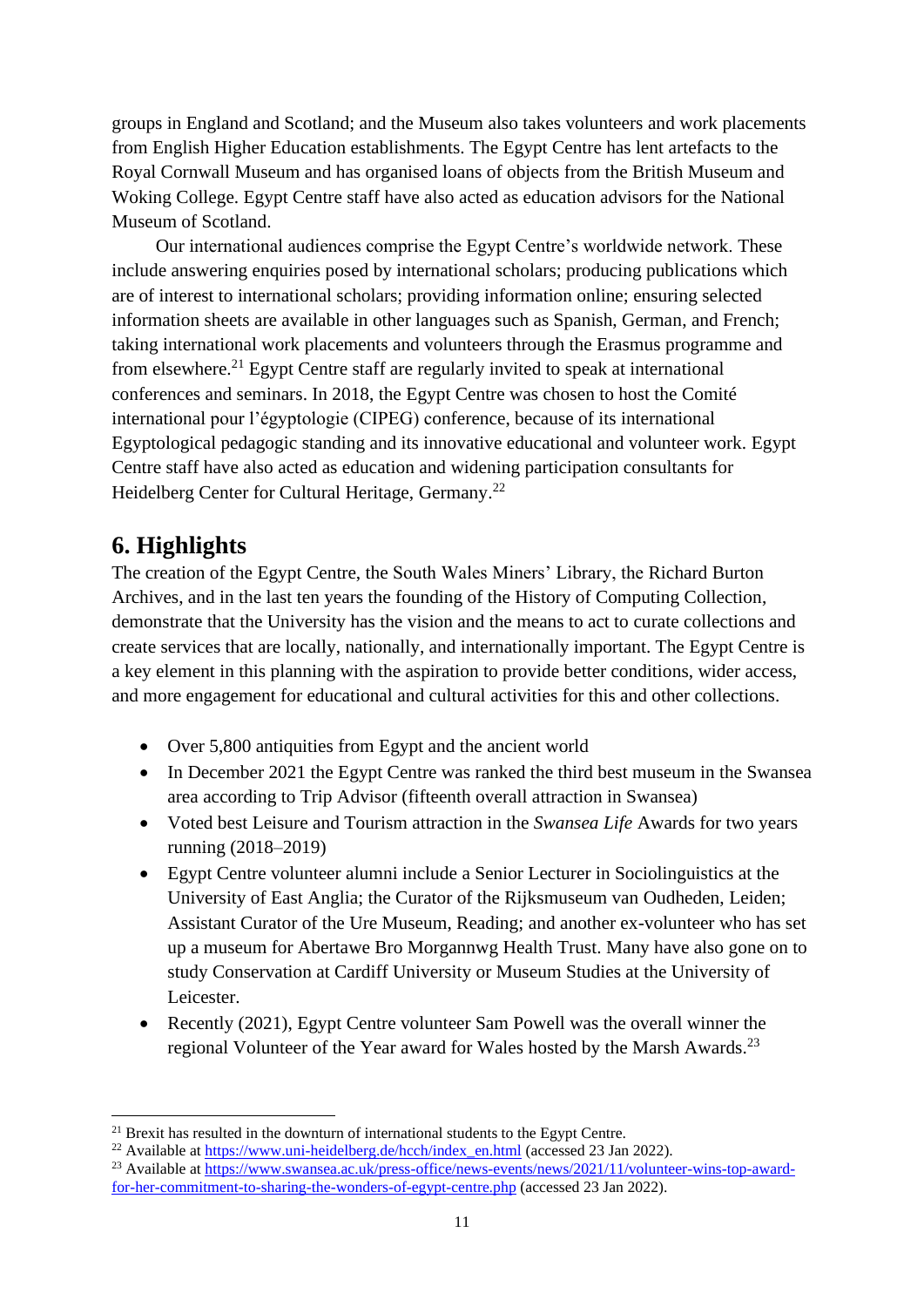groups in England and Scotland; and the Museum also takes volunteers and work placements from English Higher Education establishments. The Egypt Centre has lent artefacts to the Royal Cornwall Museum and has organised loans of objects from the British Museum and Woking College. Egypt Centre staff have also acted as education advisors for the National Museum of Scotland.

Our international audiences comprise the Egypt Centre's worldwide network. These include answering enquiries posed by international scholars; producing publications which are of interest to international scholars; providing information online; ensuring selected information sheets are available in other languages such as Spanish, German, and French; taking international work placements and volunteers through the Erasmus programme and from elsewhere.[21] Egypt Centre staff are regularly invited to speak at international conferences and seminars. In 2018, the Egypt Centre was chosen to host the Comité international pour l'égyptologie (CIPEG) conference, because of its international Egyptological pedagogic standing and its innovative educational and volunteer work. Egypt Centre staff have also acted as education and widening participation consultants for Heidelberg Center for Cultural Heritage, Germany.[22]

## 6. Highlights

The creation of the Egypt Centre, the South Wales Miners' Library, the Richard Burton Archives, and in the last ten years the founding of the History of Computing Collection, demonstrate that the University has the vision and the means to act to curate collections and create services that are locally, nationally, and internationally important. The Egypt Centre is a key element in this planning with the aspiration to provide better conditions, wider access, and more engagement for educational and cultural activities for this and other collections.

- Over 5,800 antiquities from Egypt and the ancient world
- In December 2021 the Egypt Centre was ranked the third best museum in the Swansea area according to Trip Advisor (fifteenth overall attraction in Swansea)
- Voted best Leisure and Tourism attraction in the *Swansea Life* Awards for two years running (2018–2019)
- Egypt Centre volunteer alumni include a Senior Lecturer in Sociolinguistics at the University of East Anglia; the Curator of the Rijksmuseum van Oudheden, Leiden; Assistant Curator of the Ure Museum, Reading; and another ex-volunteer who has set up a museum for Abertawe Bro Morgannwg Health Trust. Many have also gone on to study Conservation at Cardiff University or Museum Studies at the University of Leicester.
- Recently (2021), Egypt Centre volunteer Sam Powell was the overall winner the regional Volunteer of the Year award for Wales hosted by the Marsh Awards.[23]

---

[21] Brexit has resulted in the downturn of international students to the Egypt Centre.

[22] Available at https://www.uni-heidelberg.de/hcch/index_en.html (accessed 23 Jan 2022).

[23] Available at https://www.swansea.ac.uk/press-office/news-events/news/2021/11/volunteer-wins-top-award-for-her-commitment-to-sharing-the-wonders-of-egypt-centre.php (accessed 23 Jan 2022).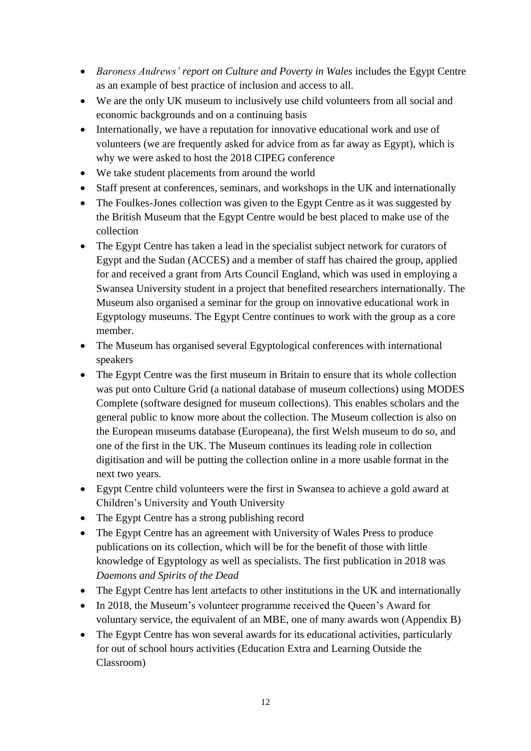- *Baroness Andrews' report on Culture and Poverty in Wales* includes the Egypt Centre as an example of best practice of inclusion and access to all.
- We are the only UK museum to inclusively use child volunteers from all social and economic backgrounds and on a continuing basis
- Internationally, we have a reputation for innovative educational work and use of volunteers (we are frequently asked for advice from as far away as Egypt), which is why we were asked to host the 2018 CIPEG conference
- We take student placements from around the world
- Staff present at conferences, seminars, and workshops in the UK and internationally
- The Foulkes-Jones collection was given to the Egypt Centre as it was suggested by the British Museum that the Egypt Centre would be best placed to make use of the collection
- The Egypt Centre has taken a lead in the specialist subject network for curators of Egypt and the Sudan (ACCES) and a member of staff has chaired the group, applied for and received a grant from Arts Council England, which was used in employing a Swansea University student in a project that benefited researchers internationally. The Museum also organised a seminar for the group on innovative educational work in Egyptology museums. The Egypt Centre continues to work with the group as a core member.
- The Museum has organised several Egyptological conferences with international speakers
- The Egypt Centre was the first museum in Britain to ensure that its whole collection was put onto Culture Grid (a national database of museum collections) using MODES Complete (software designed for museum collections). This enables scholars and the general public to know more about the collection. The Museum collection is also on the European museums database (Europeana), the first Welsh museum to do so, and one of the first in the UK. The Museum continues its leading role in collection digitisation and will be putting the collection online in a more usable format in the next two years.
- Egypt Centre child volunteers were the first in Swansea to achieve a gold award at Children's University and Youth University
- The Egypt Centre has a strong publishing record
- The Egypt Centre has an agreement with University of Wales Press to produce publications on its collection, which will be for the benefit of those with little knowledge of Egyptology as well as specialists. The first publication in 2018 was *Daemons and Spirits of the Dead*
- The Egypt Centre has lent artefacts to other institutions in the UK and internationally
- In 2018, the Museum's volunteer programme received the Queen's Award for voluntary service, the equivalent of an MBE, one of many awards won (Appendix B)
- The Egypt Centre has won several awards for its educational activities, particularly for out of school hours activities (Education Extra and Learning Outside the Classroom)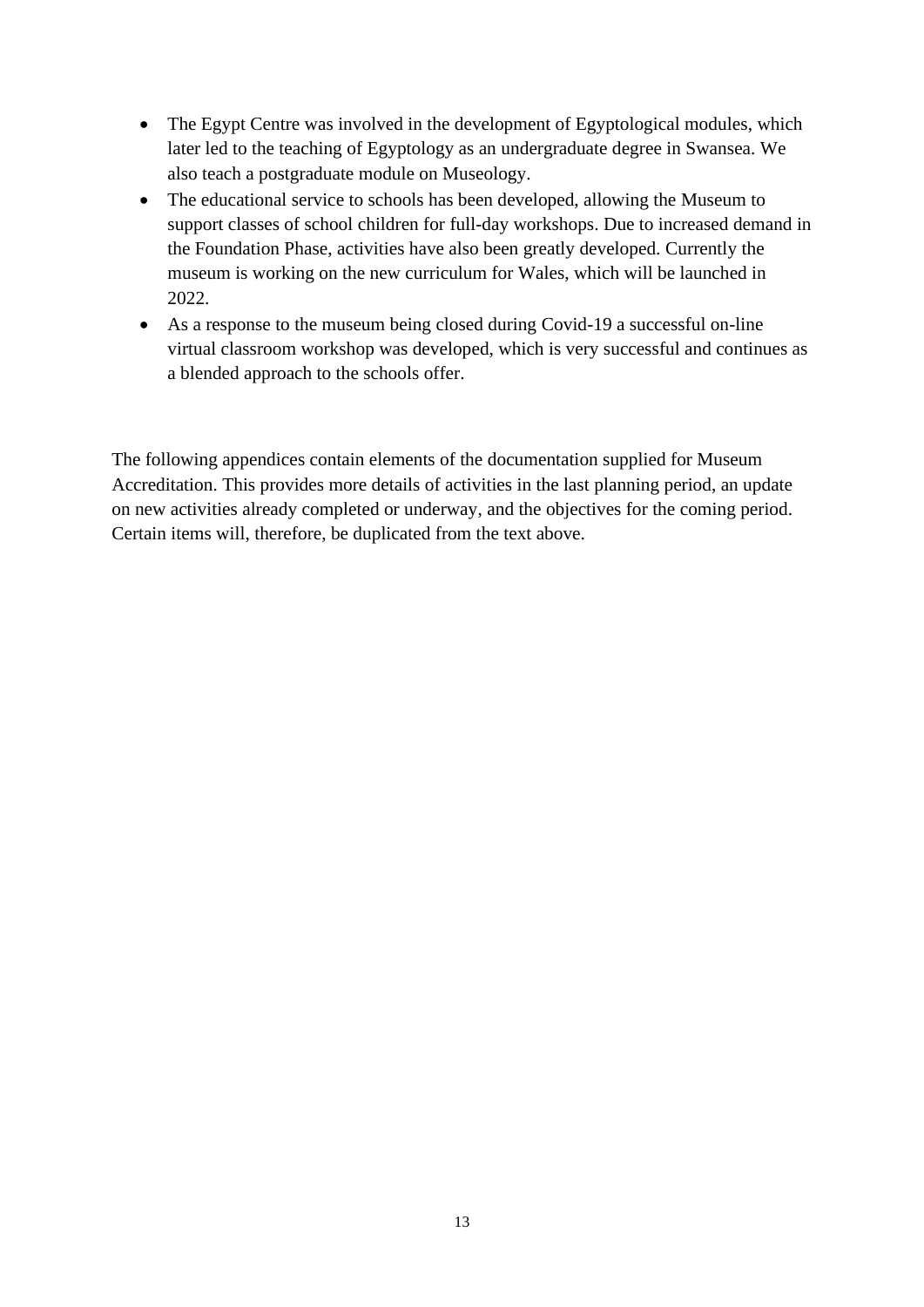- The Egypt Centre was involved in the development of Egyptological modules, which later led to the teaching of Egyptology as an undergraduate degree in Swansea. We also teach a postgraduate module on Museology.
- The educational service to schools has been developed, allowing the Museum to support classes of school children for full-day workshops. Due to increased demand in the Foundation Phase, activities have also been greatly developed. Currently the museum is working on the new curriculum for Wales, which will be launched in 2022.
- As a response to the museum being closed during Covid-19 a successful on-line virtual classroom workshop was developed, which is very successful and continues as a blended approach to the schools offer.

The following appendices contain elements of the documentation supplied for Museum Accreditation. This provides more details of activities in the last planning period, an update on new activities already completed or underway, and the objectives for the coming period. Certain items will, therefore, be duplicated from the text above.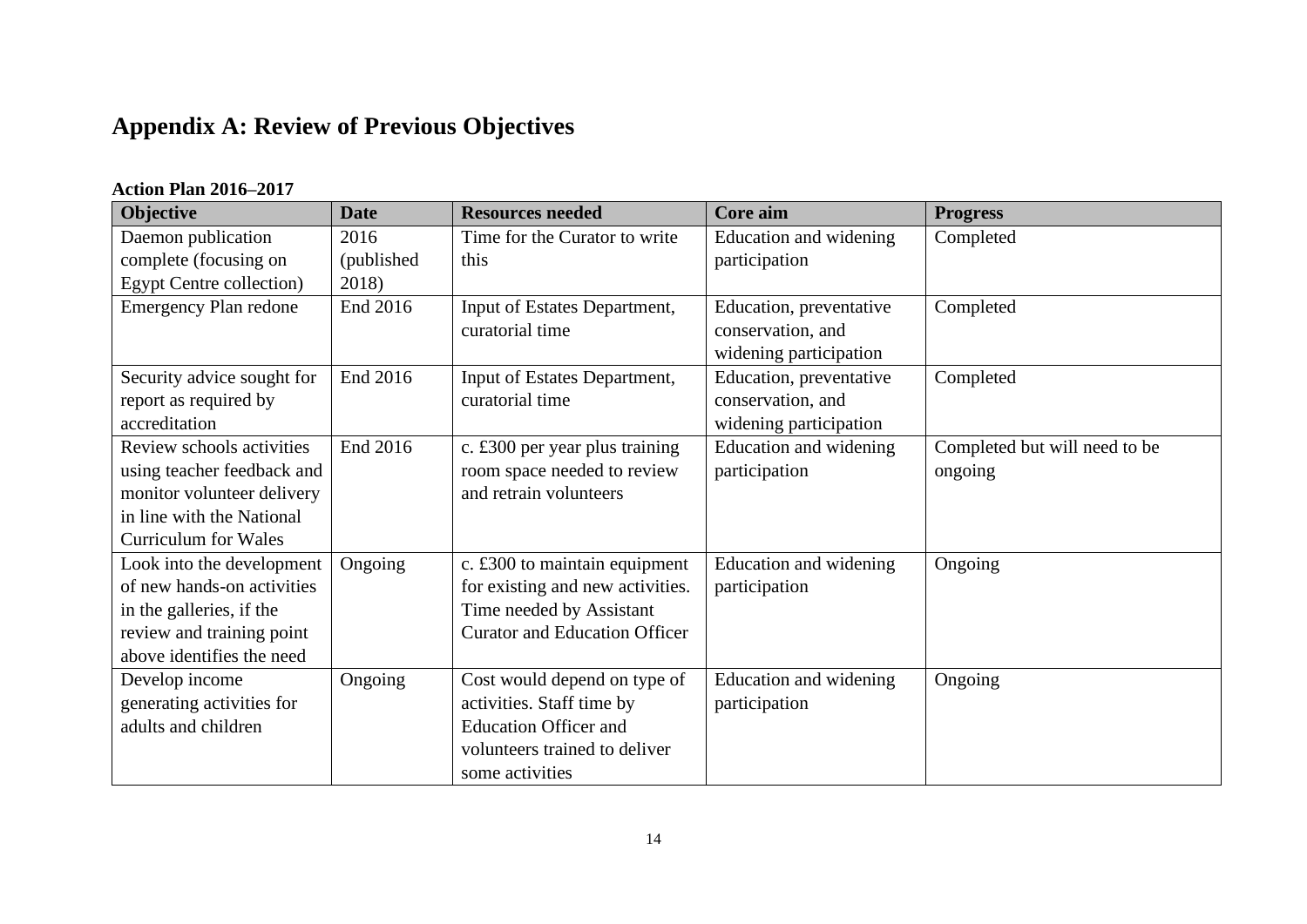# Appendix A: Review of Previous Objectives

**Action Plan 2016–2017**

| Objective | Date | Resources needed | Core aim | Progress |
|---|---|---|---|---|
| Daemon publication complete (focusing on Egypt Centre collection) | 2016 (published 2018) | Time for the Curator to write this | Education and widening participation | Completed |
| Emergency Plan redone | End 2016 | Input of Estates Department, curatorial time | Education, preventative conservation, and widening participation | Completed |
| Security advice sought for report as required by accreditation | End 2016 | Input of Estates Department, curatorial time | Education, preventative conservation, and widening participation | Completed |
| Review schools activities using teacher feedback and monitor volunteer delivery in line with the National Curriculum for Wales | End 2016 | c. £300 per year plus training room space needed to review and retrain volunteers | Education and widening participation | Completed but will need to be ongoing |
| Look into the development of new hands-on activities in the galleries, if the review and training point above identifies the need | Ongoing | c. £300 to maintain equipment for existing and new activities. Time needed by Assistant Curator and Education Officer | Education and widening participation | Ongoing |
| Develop income generating activities for adults and children | Ongoing | Cost would depend on type of activities. Staff time by Education Officer and volunteers trained to deliver some activities | Education and widening participation | Ongoing |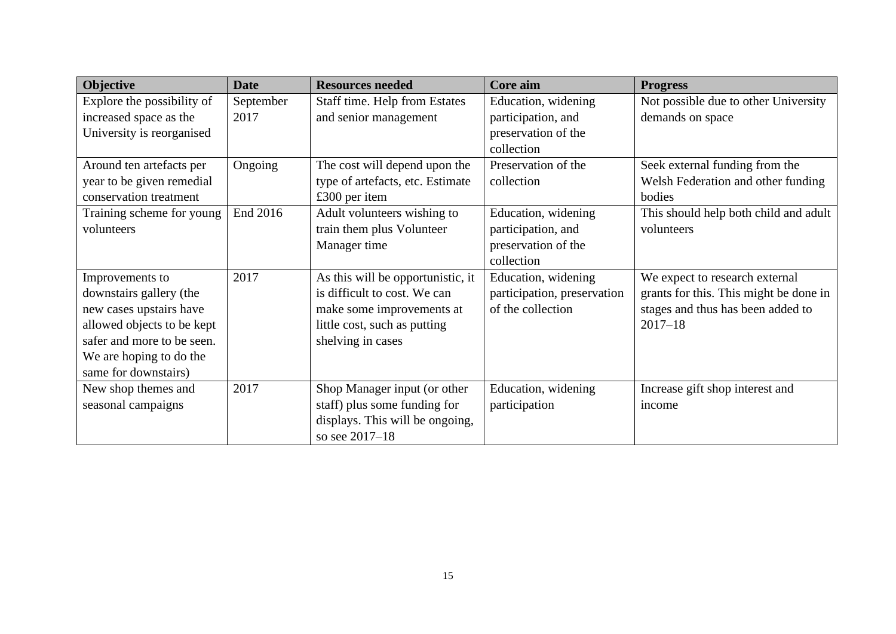| Objective | Date | Resources needed | Core aim | Progress |
|---|---|---|---|---|
| Explore the possibility of increased space as the University is reorganised | September 2017 | Staff time. Help from Estates and senior management | Education, widening participation, and preservation of the collection | Not possible due to other University demands on space |
| Around ten artefacts per year to be given remedial conservation treatment | Ongoing | The cost will depend upon the type of artefacts, etc. Estimate £300 per item | Preservation of the collection | Seek external funding from the Welsh Federation and other funding bodies |
| Training scheme for young volunteers | End 2016 | Adult volunteers wishing to train them plus Volunteer Manager time | Education, widening participation, and preservation of the collection | This should help both child and adult volunteers |
| Improvements to downstairs gallery (the new cases upstairs have allowed objects to be kept safer and more to be seen. We are hoping to do the same for downstairs) | 2017 | As this will be opportunistic, it is difficult to cost. We can make some improvements at little cost, such as putting shelving in cases | Education, widening participation, preservation of the collection | We expect to research external grants for this. This might be done in stages and thus has been added to 2017–18 |
| New shop themes and seasonal campaigns | 2017 | Shop Manager input (or other staff) plus some funding for displays. This will be ongoing, so see 2017–18 | Education, widening participation | Increase gift shop interest and income |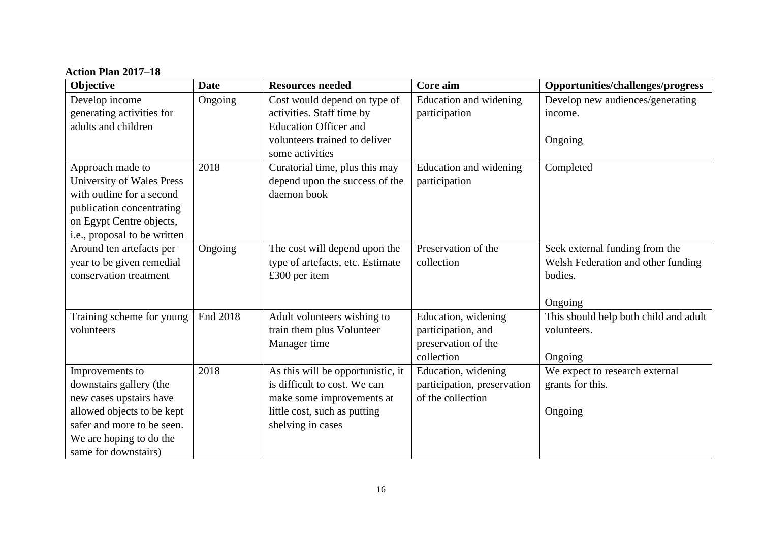**Action Plan 2017–18**

| Objective | Date | Resources needed | Core aim | Opportunities/challenges/progress |
|---|---|---|---|---|
| Develop income generating activities for adults and children | Ongoing | Cost would depend on type of activities. Staff time by Education Officer and volunteers trained to deliver some activities | Education and widening participation | Develop new audiences/generating income.<br><br>Ongoing |
| Approach made to University of Wales Press with outline for a second publication concentrating on Egypt Centre objects, i.e., proposal to be written | 2018 | Curatorial time, plus this may depend upon the success of the daemon book | Education and widening participation | Completed |
| Around ten artefacts per year to be given remedial conservation treatment | Ongoing | The cost will depend upon the type of artefacts, etc. Estimate £300 per item | Preservation of the collection | Seek external funding from the Welsh Federation and other funding bodies.<br><br>Ongoing |
| Training scheme for young volunteers | End 2018 | Adult volunteers wishing to train them plus Volunteer Manager time | Education, widening participation, and preservation of the collection | This should help both child and adult volunteers.<br><br>Ongoing |
| Improvements to downstairs gallery (the new cases upstairs have allowed objects to be kept safer and more to be seen. We are hoping to do the same for downstairs) | 2018 | As this will be opportunistic, it is difficult to cost. We can make some improvements at little cost, such as putting shelving in cases | Education, widening participation, preservation of the collection | We expect to research external grants for this.<br><br>Ongoing |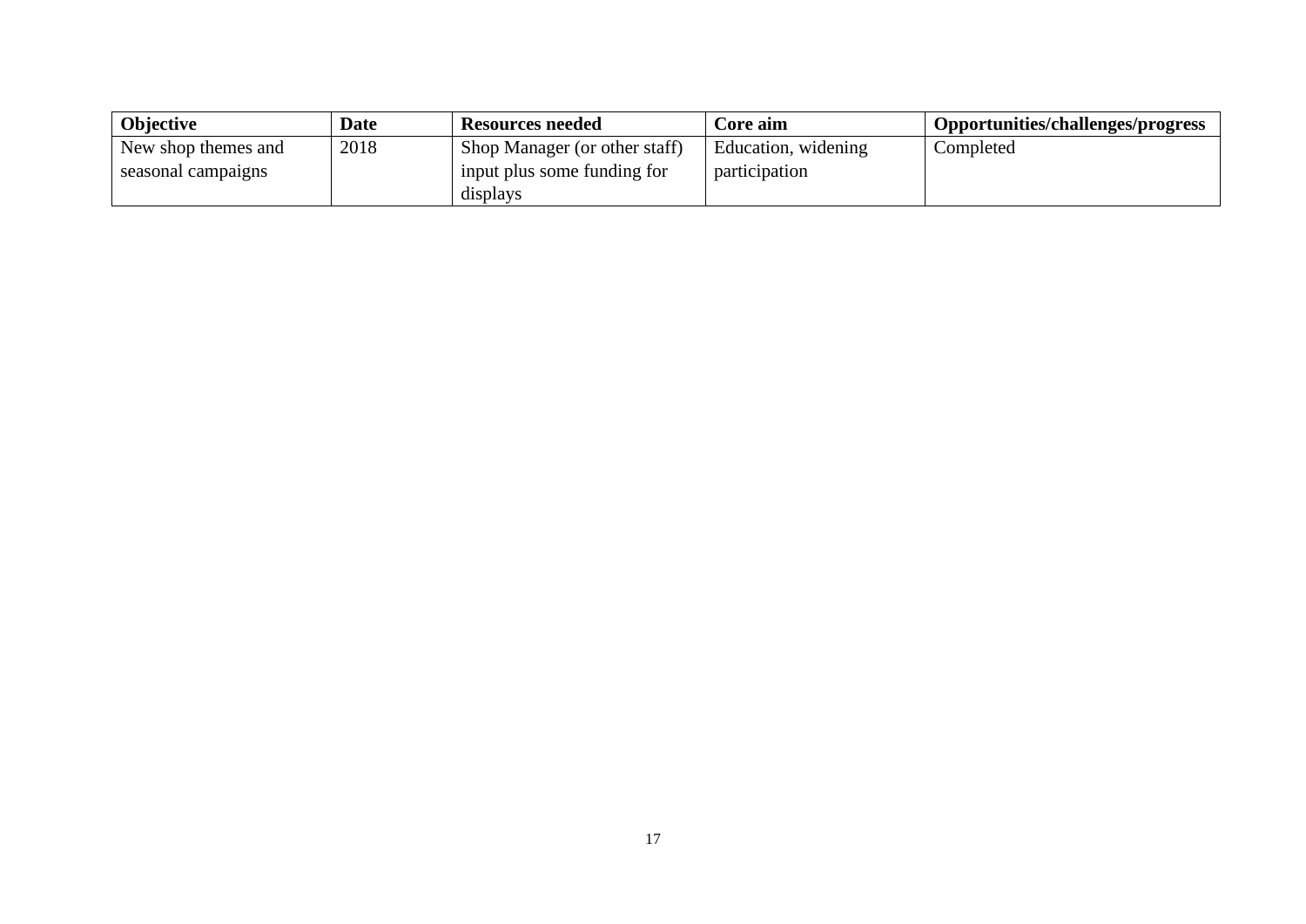| Objective | Date | Resources needed | Core aim | Opportunities/challenges/progress |
| --- | --- | --- | --- | --- |
| New shop themes and seasonal campaigns | 2018 | Shop Manager (or other staff) input plus some funding for displays | Education, widening participation | Completed |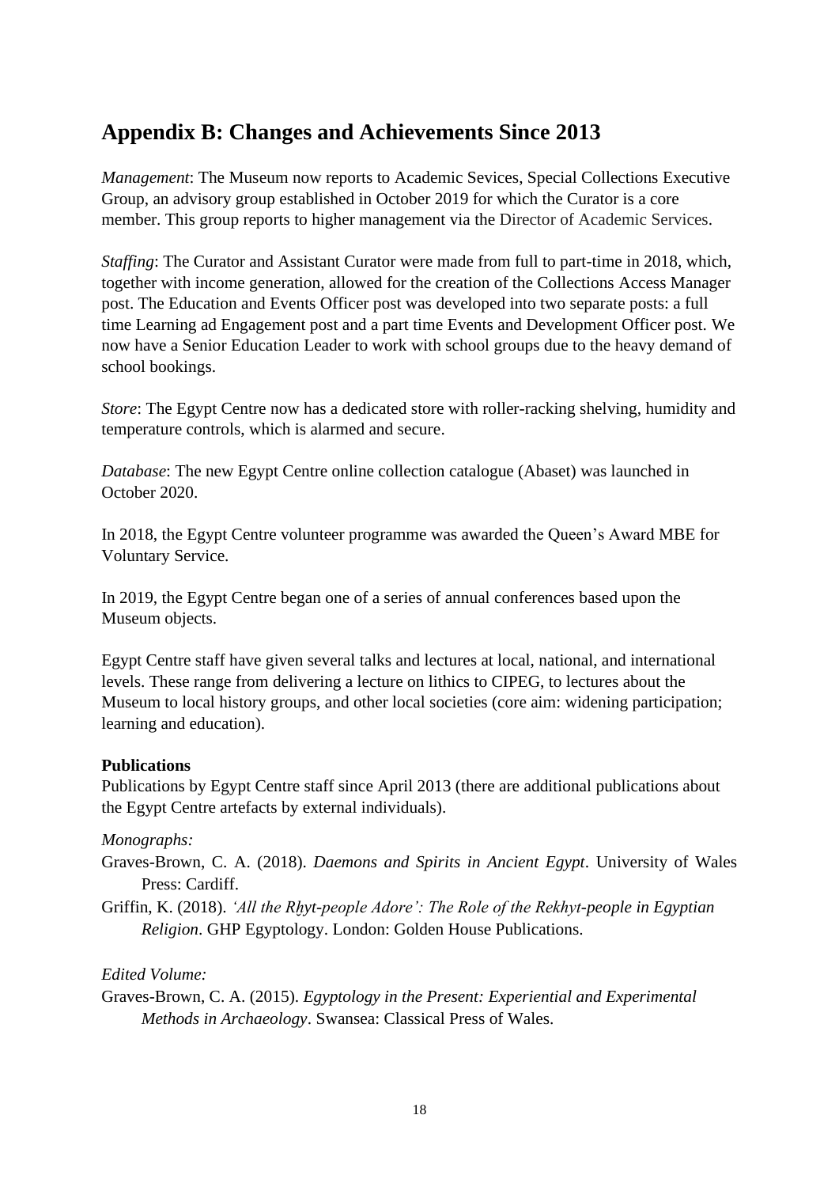## Appendix B: Changes and Achievements Since 2013

*Management*: The Museum now reports to Academic Sevices, Special Collections Executive Group, an advisory group established in October 2019 for which the Curator is a core member. This group reports to higher management via the Director of Academic Services.

*Staffing*: The Curator and Assistant Curator were made from full to part-time in 2018, which, together with income generation, allowed for the creation of the Collections Access Manager post. The Education and Events Officer post was developed into two separate posts: a full time Learning ad Engagement post and a part time Events and Development Officer post. We now have a Senior Education Leader to work with school groups due to the heavy demand of school bookings.

*Store*: The Egypt Centre now has a dedicated store with roller-racking shelving, humidity and temperature controls, which is alarmed and secure.

*Database*: The new Egypt Centre online collection catalogue (Abaset) was launched in October 2020.

In 2018, the Egypt Centre volunteer programme was awarded the Queen's Award MBE for Voluntary Service.

In 2019, the Egypt Centre began one of a series of annual conferences based upon the Museum objects.

Egypt Centre staff have given several talks and lectures at local, national, and international levels. These range from delivering a lecture on lithics to CIPEG, to lectures about the Museum to local history groups, and other local societies (core aim: widening participation; learning and education).

**Publications**

Publications by Egypt Centre staff since April 2013 (there are additional publications about the Egypt Centre artefacts by external individuals).

*Monographs:*

Graves-Brown, C. A. (2018). *Daemons and Spirits in Ancient Egypt*. University of Wales Press: Cardiff.

Griffin, K. (2018). *'All the Rḫyt-people Adore': The Role of the Rekhyt-people in Egyptian Religion*. GHP Egyptology. London: Golden House Publications.

*Edited Volume:*

Graves-Brown, C. A. (2015). *Egyptology in the Present: Experiential and Experimental Methods in Archaeology*. Swansea: Classical Press of Wales.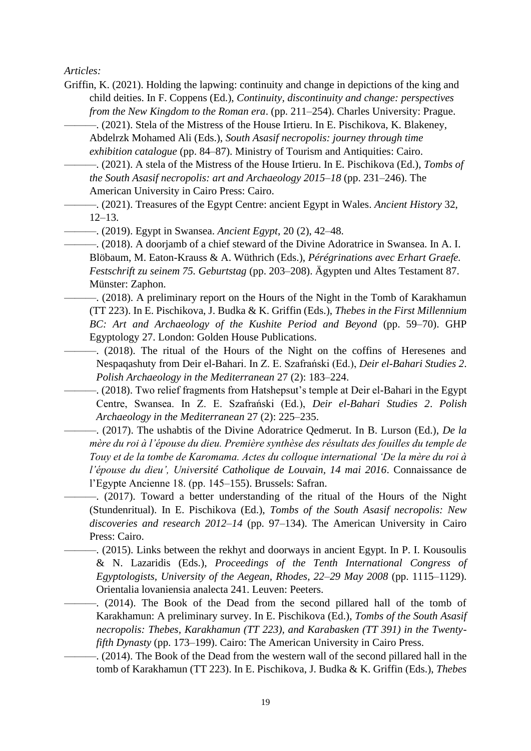*Articles:*

Griffin, K. (2021). Holding the lapwing: continuity and change in depictions of the king and child deities. In F. Coppens (Ed.), *Continuity, discontinuity and change: perspectives from the New Kingdom to the Roman era*. (pp. 211–254). Charles University: Prague.

———. (2021). Stela of the Mistress of the House Irtieru. In E. Pischikova, K. Blakeney, Abdelrzk Mohamed Ali (Eds.), *South Asasif necropolis: journey through time exhibition catalogue* (pp. 84–87). Ministry of Tourism and Antiquities: Cairo.

———. (2021). A stela of the Mistress of the House Irtieru. In E. Pischikova (Ed.), *Tombs of the South Asasif necropolis: art and Archaeology 2015–18* (pp. 231–246). The American University in Cairo Press: Cairo.

———. (2021). Treasures of the Egypt Centre: ancient Egypt in Wales. *Ancient History* 32, 12–13.

———. (2019). Egypt in Swansea. *Ancient Egypt*, 20 (2), 42–48.

———. (2018). A doorjamb of a chief steward of the Divine Adoratrice in Swansea. In A. I. Blöbaum, M. Eaton-Krauss & A. Wüthrich (Eds.), *Pérégrinations avec Erhart Graefe. Festschrift zu seinem 75. Geburtstag* (pp. 203–208). Ägypten und Altes Testament 87. Münster: Zaphon.

———. (2018). A preliminary report on the Hours of the Night in the Tomb of Karakhamun (TT 223). In E. Pischikova, J. Budka & K. Griffin (Eds.), *Thebes in the First Millennium BC: Art and Archaeology of the Kushite Period and Beyond* (pp. 59–70). GHP Egyptology 27. London: Golden House Publications.

———. (2018). The ritual of the Hours of the Night on the coffins of Heresenes and Nespaqashuty from Deir el-Bahari. In Z. E. Szafrański (Ed.), *Deir el-Bahari Studies 2*. *Polish Archaeology in the Mediterranean* 27 (2): 183–224.

———. (2018). Two relief fragments from Hatshepsut's temple at Deir el-Bahari in the Egypt Centre, Swansea. In Z. E. Szafrański (Ed.), *Deir el-Bahari Studies 2*. *Polish Archaeology in the Mediterranean* 27 (2): 225–235.

———. (2017). The ushabtis of the Divine Adoratrice Qedmerut. In B. Lurson (Ed.), *De la mère du roi à l'épouse du dieu. Première synthèse des résultats des fouilles du temple de Touy et de la tombe de Karomama. Actes du colloque international 'De la mère du roi à l'épouse du dieu', Université Catholique de Louvain, 14 mai 2016*. Connaissance de l'Egypte Ancienne 18. (pp. 145–155). Brussels: Safran.

———. (2017). Toward a better understanding of the ritual of the Hours of the Night (Stundenritual). In E. Pischikova (Ed.), *Tombs of the South Asasif necropolis: New discoveries and research 2012–14* (pp. 97–134). The American University in Cairo Press: Cairo.

———. (2015). Links between the rekhyt and doorways in ancient Egypt. In P. I. Kousoulis & N. Lazaridis (Eds.), *Proceedings of the Tenth International Congress of Egyptologists, University of the Aegean, Rhodes, 22–29 May 2008* (pp. 1115–1129). Orientalia lovaniensia analecta 241. Leuven: Peeters.

———. (2014). The Book of the Dead from the second pillared hall of the tomb of Karakhamun: A preliminary survey. In E. Pischikova (Ed.), *Tombs of the South Asasif necropolis: Thebes, Karakhamun (TT 223), and Karabasken (TT 391) in the Twenty-fifth Dynasty* (pp. 173–199). Cairo: The American University in Cairo Press.

———. (2014). The Book of the Dead from the western wall of the second pillared hall in the tomb of Karakhamun (TT 223). In E. Pischikova, J. Budka & K. Griffin (Eds.), *Thebes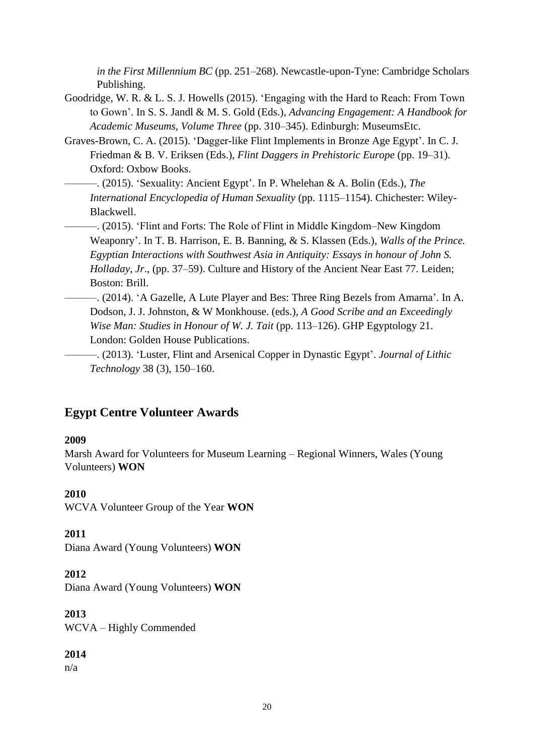*in the First Millennium BC* (pp. 251–268). Newcastle-upon-Tyne: Cambridge Scholars Publishing.

Goodridge, W. R. & L. S. J. Howells (2015). 'Engaging with the Hard to Reach: From Town to Gown'. In S. S. Jandl & M. S. Gold (Eds.), *Advancing Engagement: A Handbook for Academic Museums, Volume Three* (pp. 310–345). Edinburgh: MuseumsEtc.

Graves-Brown, C. A. (2015). 'Dagger-like Flint Implements in Bronze Age Egypt'. In C. J. Friedman & B. V. Eriksen (Eds.), *Flint Daggers in Prehistoric Europe* (pp. 19–31). Oxford: Oxbow Books.

———. (2015). 'Sexuality: Ancient Egypt'. In P. Whelehan & A. Bolin (Eds.), *The International Encyclopedia of Human Sexuality* (pp. 1115–1154). Chichester: Wiley-Blackwell.

———. (2015). 'Flint and Forts: The Role of Flint in Middle Kingdom–New Kingdom Weaponry'. In T. B. Harrison, E. B. Banning, & S. Klassen (Eds.), *Walls of the Prince. Egyptian Interactions with Southwest Asia in Antiquity: Essays in honour of John S. Holladay, Jr*., (pp. 37–59). Culture and History of the Ancient Near East 77. Leiden; Boston: Brill.

———. (2014). 'A Gazelle, A Lute Player and Bes: Three Ring Bezels from Amarna'. In A. Dodson, J. J. Johnston, & W Monkhouse. (eds.), *A Good Scribe and an Exceedingly Wise Man: Studies in Honour of W. J. Tait* (pp. 113–126). GHP Egyptology 21. London: Golden House Publications.

———. (2013). 'Luster, Flint and Arsenical Copper in Dynastic Egypt'. *Journal of Lithic Technology* 38 (3), 150–160.

## Egypt Centre Volunteer Awards

**2009**

Marsh Award for Volunteers for Museum Learning – Regional Winners, Wales (Young Volunteers) **WON**

**2010**

WCVA Volunteer Group of the Year **WON**

**2011**

Diana Award (Young Volunteers) **WON**

**2012**

Diana Award (Young Volunteers) **WON**

**2013**

WCVA – Highly Commended

**2014**

n/a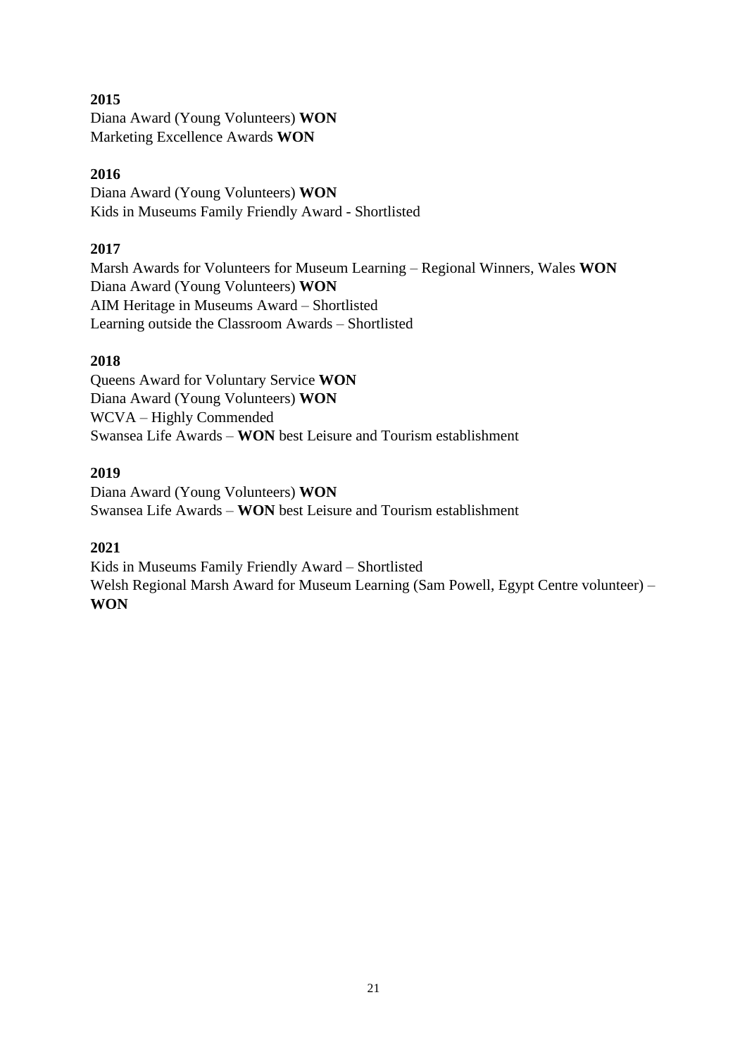**2015**
Diana Award (Young Volunteers) **WON**
Marketing Excellence Awards **WON**

**2016**
Diana Award (Young Volunteers) **WON**
Kids in Museums Family Friendly Award - Shortlisted

**2017**
Marsh Awards for Volunteers for Museum Learning – Regional Winners, Wales **WON**
Diana Award (Young Volunteers) **WON**
AIM Heritage in Museums Award – Shortlisted
Learning outside the Classroom Awards – Shortlisted

**2018**
Queens Award for Voluntary Service **WON**
Diana Award (Young Volunteers) **WON**
WCVA – Highly Commended
Swansea Life Awards – **WON** best Leisure and Tourism establishment

**2019**
Diana Award (Young Volunteers) **WON**
Swansea Life Awards – **WON** best Leisure and Tourism establishment

**2021**
Kids in Museums Family Friendly Award – Shortlisted
Welsh Regional Marsh Award for Museum Learning (Sam Powell, Egypt Centre volunteer) – **WON**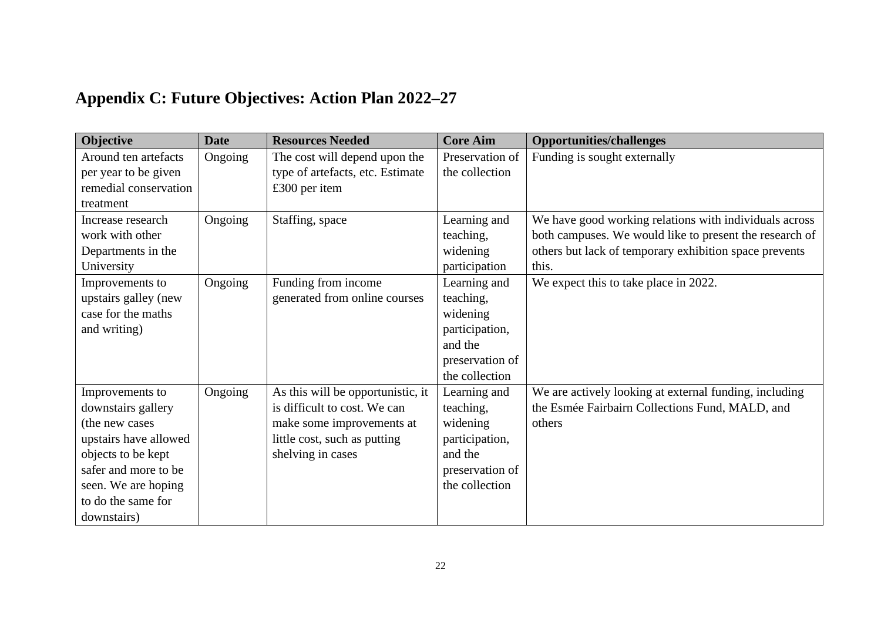# Appendix C: Future Objectives: Action Plan 2022–27

| Objective | Date | Resources Needed | Core Aim | Opportunities/challenges |
|---|---|---|---|---|
| Around ten artefacts per year to be given remedial conservation treatment | Ongoing | The cost will depend upon the type of artefacts, etc. Estimate £300 per item | Preservation of the collection | Funding is sought externally |
| Increase research work with other Departments in the University | Ongoing | Staffing, space | Learning and teaching, widening participation | We have good working relations with individuals across both campuses. We would like to present the research of others but lack of temporary exhibition space prevents this. |
| Improvements to upstairs galley (new case for the maths and writing) | Ongoing | Funding from income generated from online courses | Learning and teaching, widening participation, and the preservation of the collection | We expect this to take place in 2022. |
| Improvements to downstairs gallery (the new cases upstairs have allowed objects to be kept safer and more to be seen. We are hoping to do the same for downstairs) | Ongoing | As this will be opportunistic, it is difficult to cost. We can make some improvements at little cost, such as putting shelving in cases | Learning and teaching, widening participation, and the preservation of the collection | We are actively looking at external funding, including the Esmée Fairbairn Collections Fund, MALD, and others |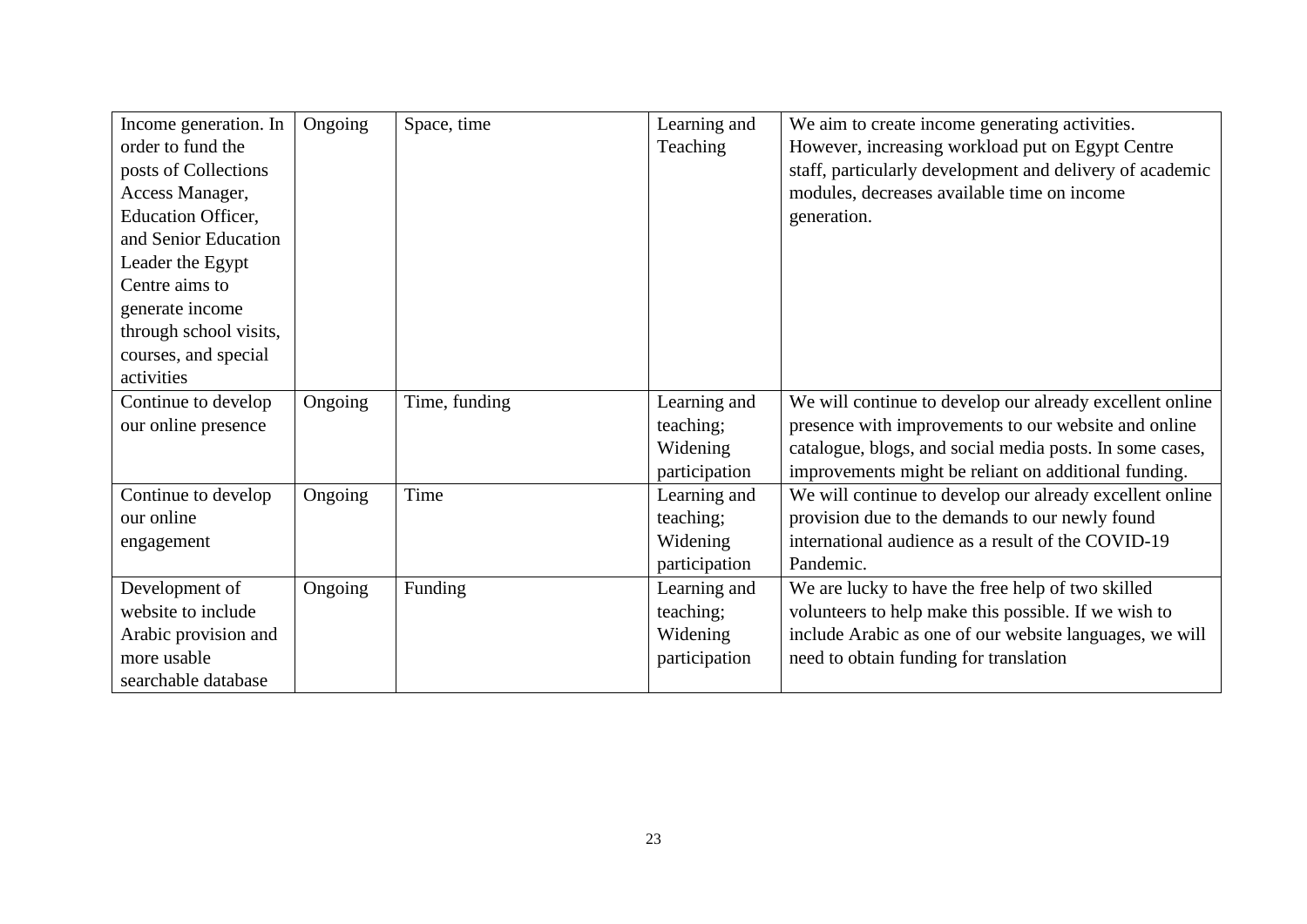| Income generation. In order to fund the posts of Collections Access Manager, Education Officer, and Senior Education Leader the Egypt Centre aims to generate income through school visits, courses, and special activities | Ongoing | Space, time | Learning and Teaching | We aim to create income generating activities. However, increasing workload put on Egypt Centre staff, particularly development and delivery of academic modules, decreases available time on income generation. |
|---|---|---|---|---|
| Continue to develop our online presence | Ongoing | Time, funding | Learning and teaching; Widening participation | We will continue to develop our already excellent online presence with improvements to our website and online catalogue, blogs, and social media posts. In some cases, improvements might be reliant on additional funding. |
| Continue to develop our online engagement | Ongoing | Time | Learning and teaching; Widening participation | We will continue to develop our already excellent online provision due to the demands to our newly found international audience as a result of the COVID-19 Pandemic. |
| Development of website to include Arabic provision and more usable searchable database | Ongoing | Funding | Learning and teaching; Widening participation | We are lucky to have the free help of two skilled volunteers to help make this possible. If we wish to include Arabic as one of our website languages, we will need to obtain funding for translation |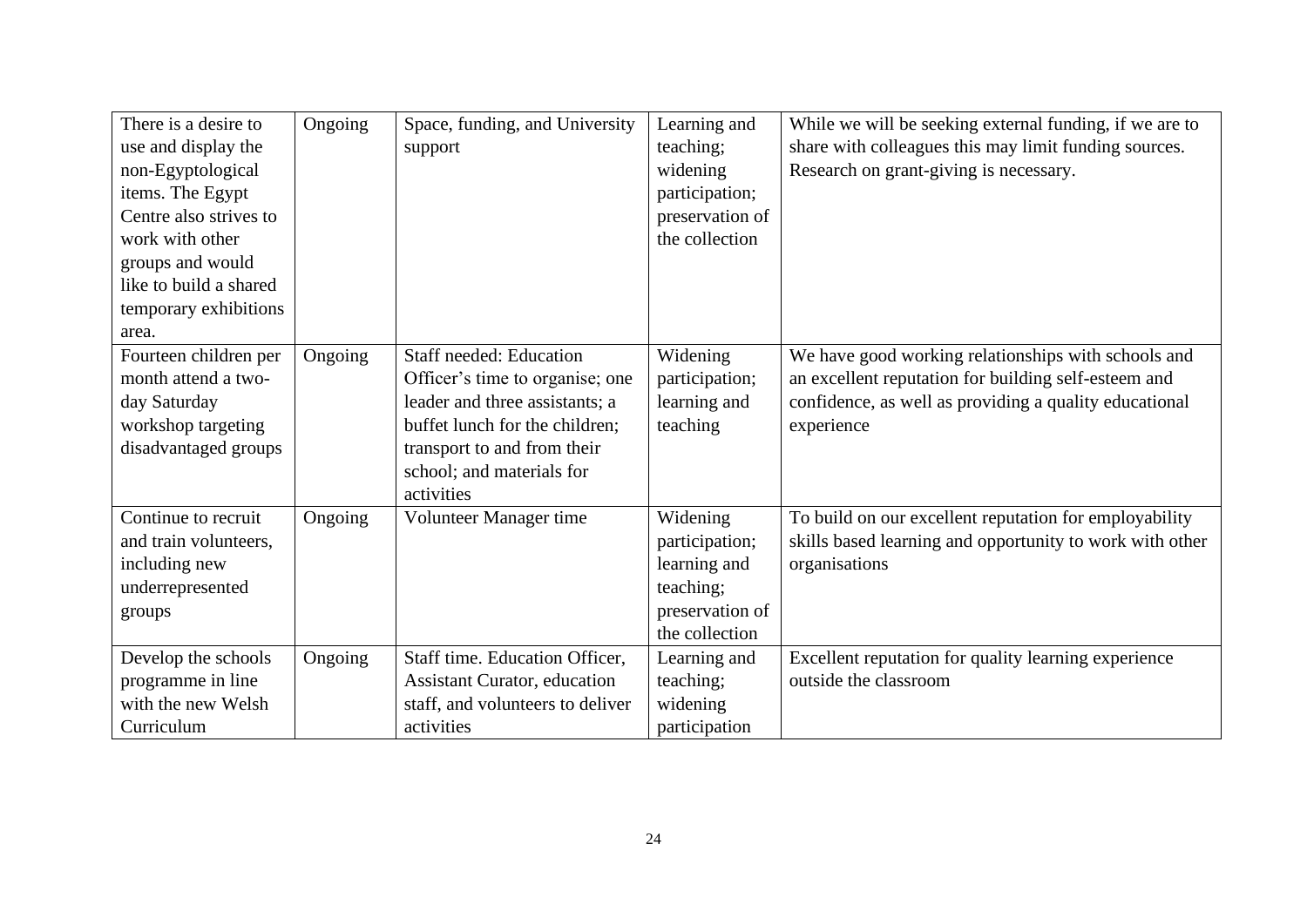| | | | | |
|---|---|---|---|---|
| There is a desire to use and display the non-Egyptological items. The Egypt Centre also strives to work with other groups and would like to build a shared temporary exhibitions area. | Ongoing | Space, funding, and University support | Learning and teaching; widening participation; preservation of the collection | While we will be seeking external funding, if we are to share with colleagues this may limit funding sources. Research on grant-giving is necessary. |
| Fourteen children per month attend a two-day Saturday workshop targeting disadvantaged groups | Ongoing | Staff needed: Education Officer's time to organise; one leader and three assistants; a buffet lunch for the children; transport to and from their school; and materials for activities | Widening participation; learning and teaching | We have good working relationships with schools and an excellent reputation for building self-esteem and confidence, as well as providing a quality educational experience |
| Continue to recruit and train volunteers, including new underrepresented groups | Ongoing | Volunteer Manager time | Widening participation; learning and teaching; preservation of the collection | To build on our excellent reputation for employability skills based learning and opportunity to work with other organisations |
| Develop the schools programme in line with the new Welsh Curriculum | Ongoing | Staff time. Education Officer, Assistant Curator, education staff, and volunteers to deliver activities | Learning and teaching; widening participation | Excellent reputation for quality learning experience outside the classroom |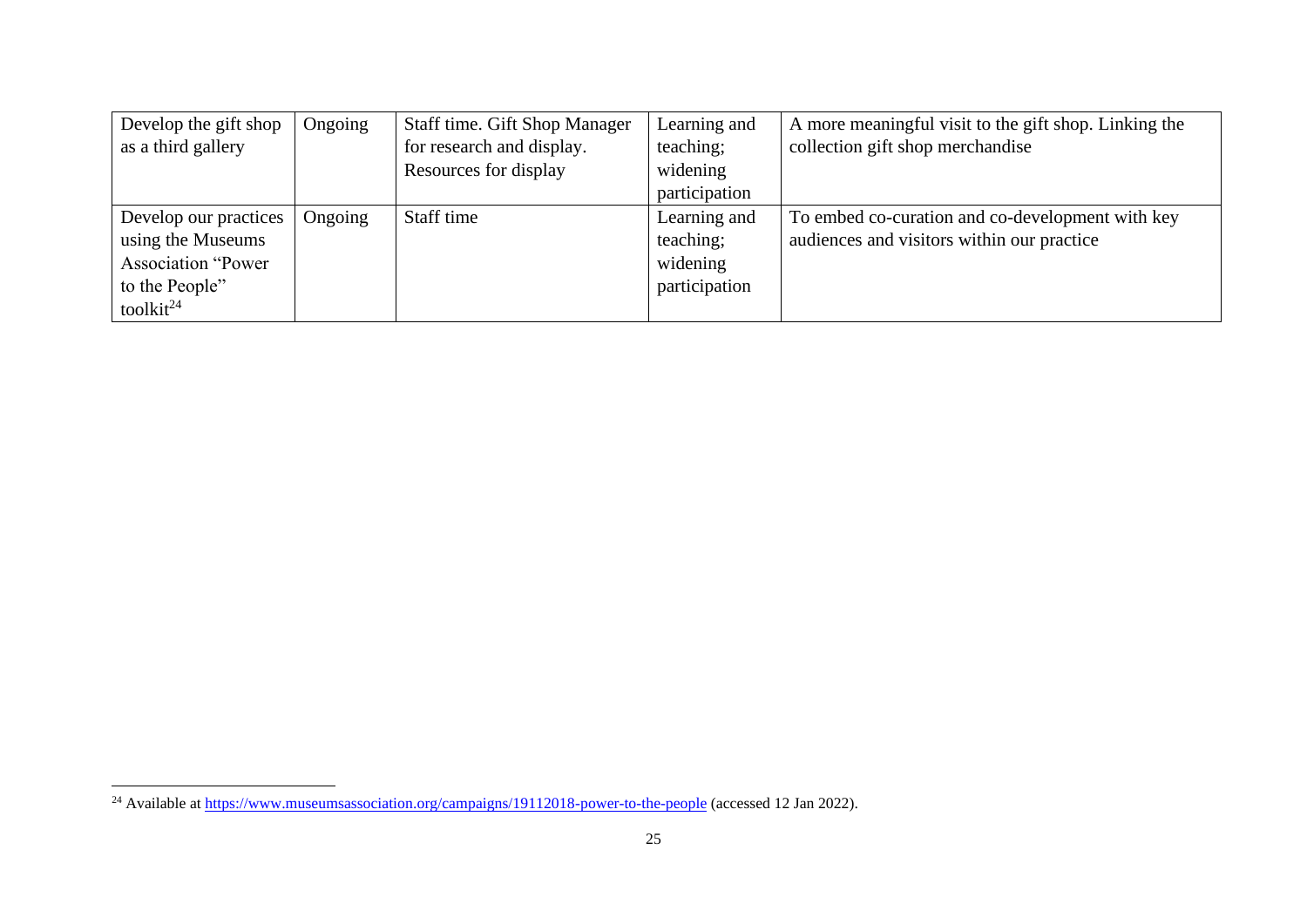| | | | | |
|---|---|---|---|---|
| Develop the gift shop as a third gallery | Ongoing | Staff time. Gift Shop Manager for research and display. Resources for display | Learning and teaching; widening participation | A more meaningful visit to the gift shop. Linking the collection gift shop merchandise |
| Develop our practices using the Museums Association "Power to the People" toolkit[24] | Ongoing | Staff time | Learning and teaching; widening participation | To embed co-curation and co-development with key audiences and visitors within our practice |

[24] Available at https://www.museumsassociation.org/campaigns/19112018-power-to-the-people (accessed 12 Jan 2022).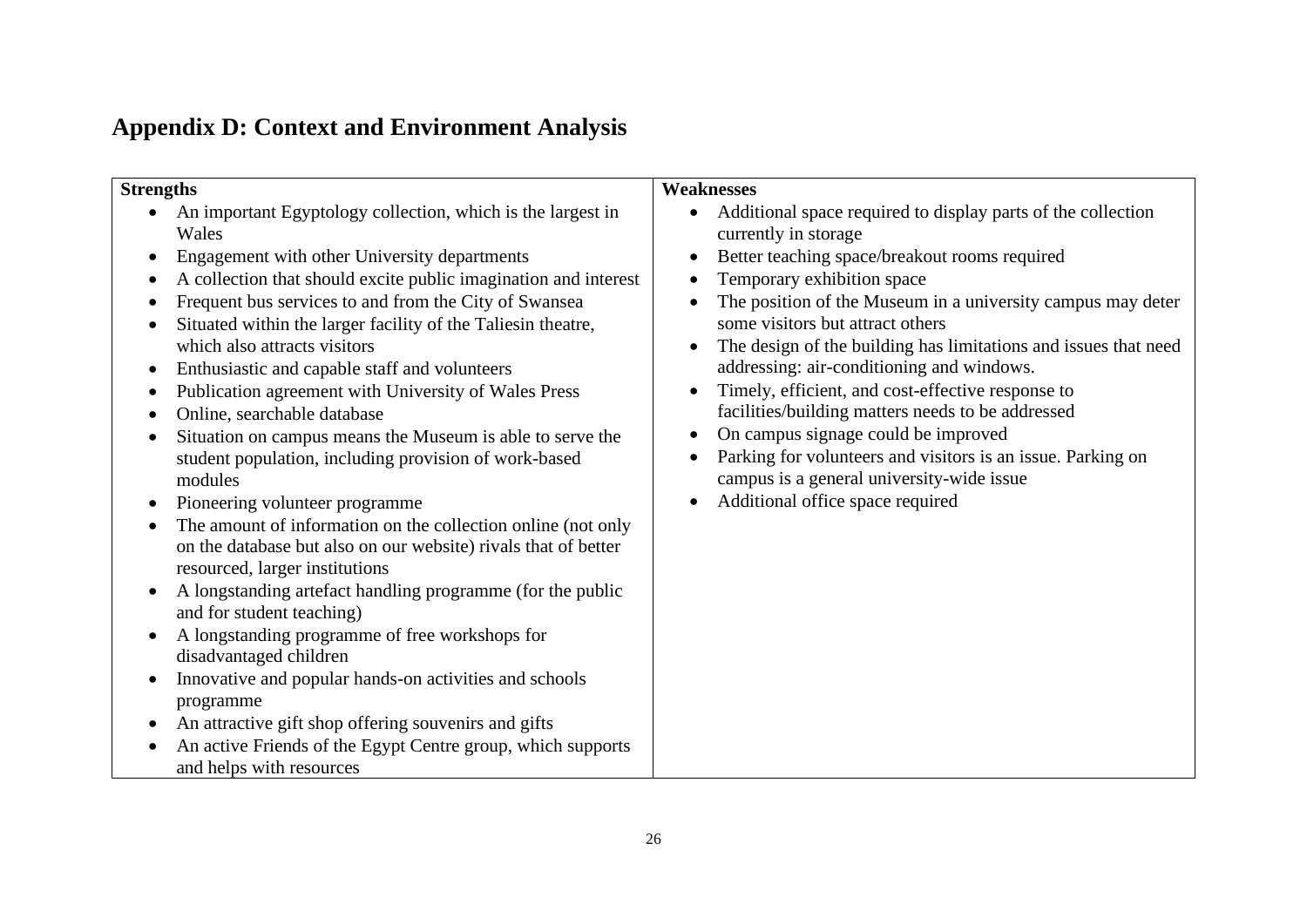## Appendix D: Context and Environment Analysis

| Strengths | Weaknesses |
|---|---|
| • An important Egyptology collection, which is the largest in Wales<br>• Engagement with other University departments<br>• A collection that should excite public imagination and interest<br>• Frequent bus services to and from the City of Swansea<br>• Situated within the larger facility of the Taliesin theatre, which also attracts visitors<br>• Enthusiastic and capable staff and volunteers<br>• Publication agreement with University of Wales Press<br>• Online, searchable database<br>• Situation on campus means the Museum is able to serve the student population, including provision of work-based modules<br>• Pioneering volunteer programme<br>• The amount of information on the collection online (not only on the database but also on our website) rivals that of better resourced, larger institutions<br>• A longstanding artefact handling programme (for the public and for student teaching)<br>• A longstanding programme of free workshops for disadvantaged children<br>• Innovative and popular hands-on activities and schools programme<br>• An attractive gift shop offering souvenirs and gifts<br>• An active Friends of the Egypt Centre group, which supports and helps with resources | • Additional space required to display parts of the collection currently in storage<br>• Better teaching space/breakout rooms required<br>• Temporary exhibition space<br>• The position of the Museum in a university campus may deter some visitors but attract others<br>• The design of the building has limitations and issues that need addressing: air-conditioning and windows.<br>• Timely, efficient, and cost-effective response to facilities/building matters needs to be addressed<br>• On campus signage could be improved<br>• Parking for volunteers and visitors is an issue. Parking on campus is a general university-wide issue<br>• Additional office space required |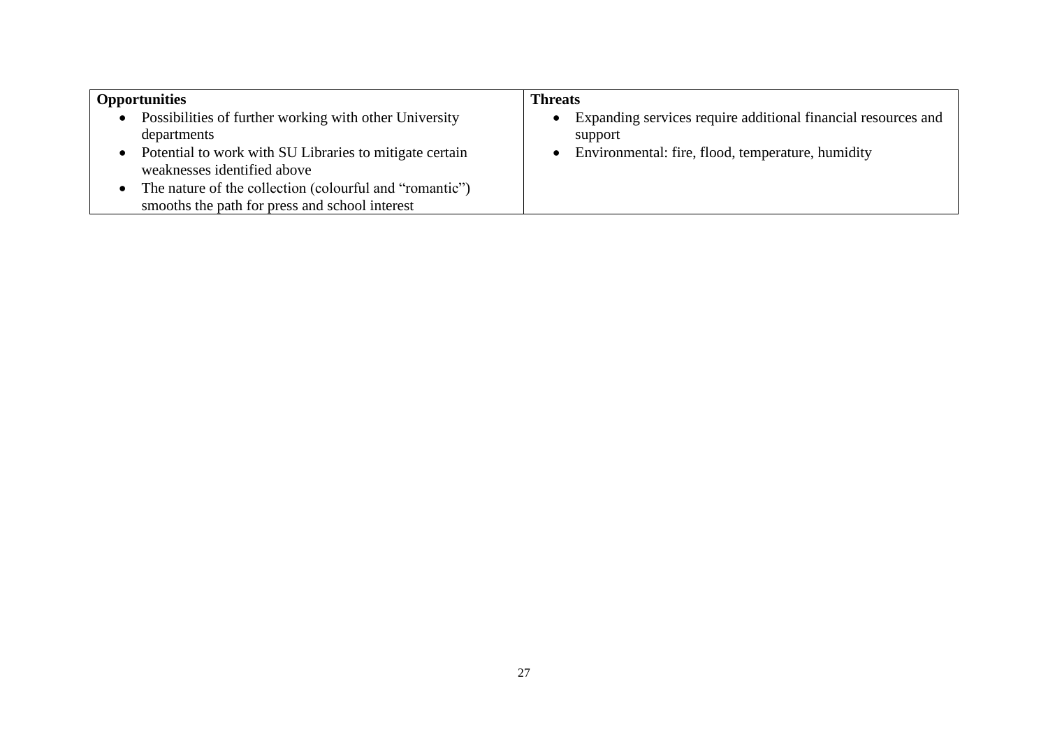| Opportunities | Threats |
| --- | --- |
| • Possibilities of further working with other University departments<br>• Potential to work with SU Libraries to mitigate certain weaknesses identified above<br>• The nature of the collection (colourful and "romantic") smooths the path for press and school interest | • Expanding services require additional financial resources and support<br>• Environmental: fire, flood, temperature, humidity |